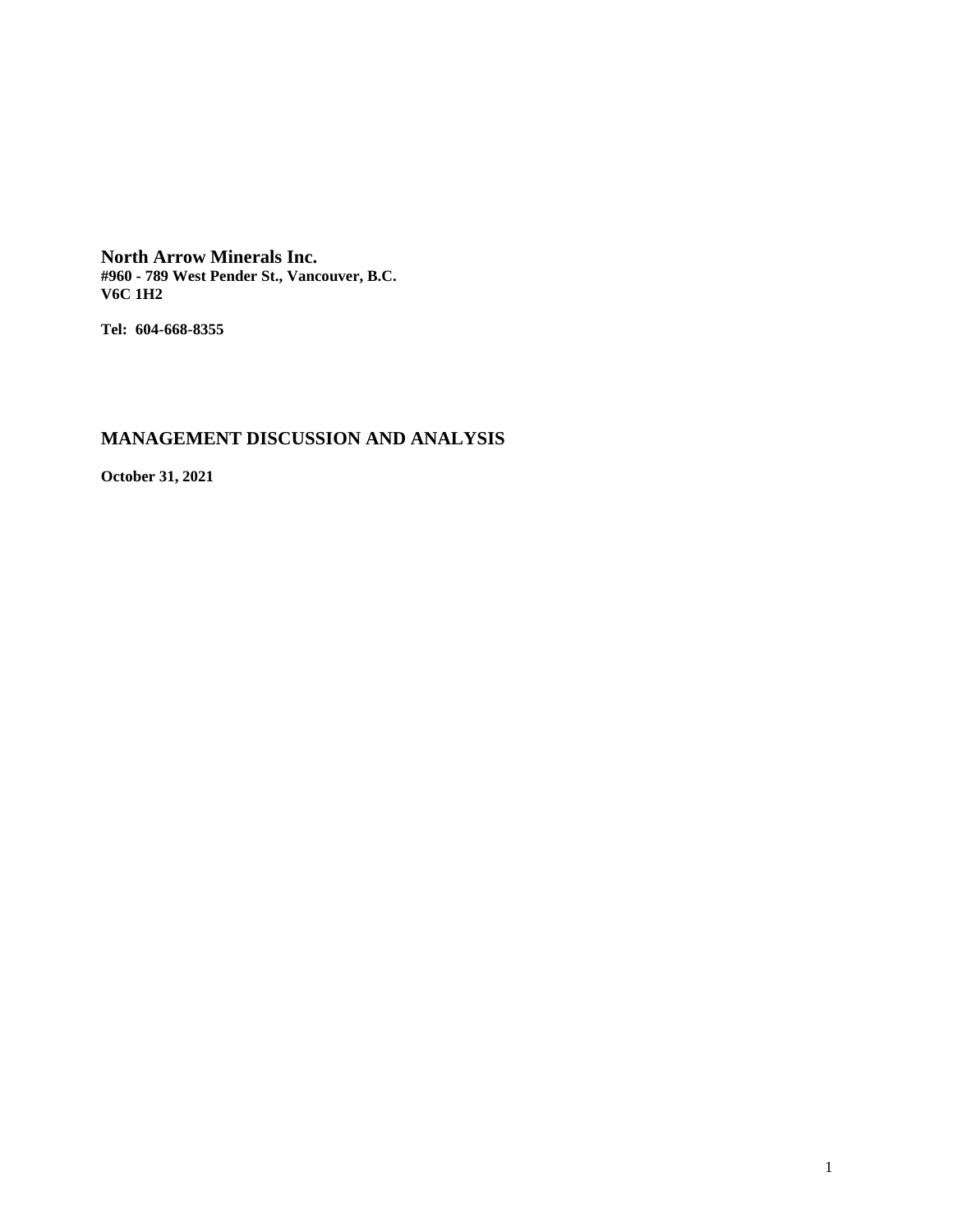**North Arrow Minerals Inc.**
**#960 - 789 West Pender St., Vancouver, B.C.**
**V6C 1H2**

**Tel: 604-668-8355**

# MANAGEMENT DISCUSSION AND ANALYSIS

**October 31, 2021**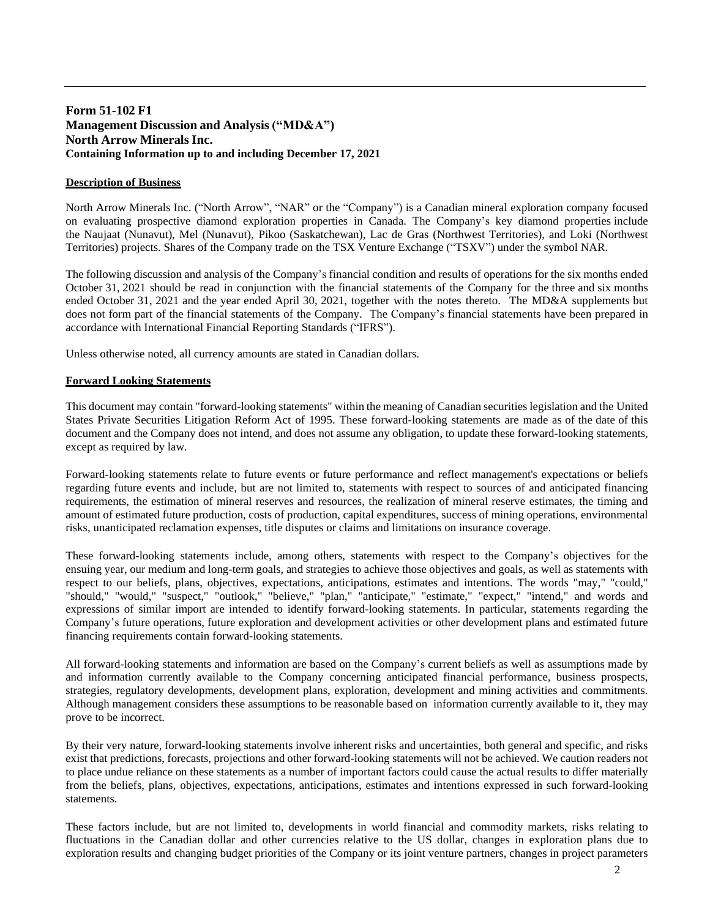**Form 51-102 F1**
**Management Discussion and Analysis ("MD&A")**
**North Arrow Minerals Inc.**
**Containing Information up to and including December 17, 2021**

**Description of Business**

North Arrow Minerals Inc. ("North Arrow", "NAR" or the "Company") is a Canadian mineral exploration company focused on evaluating prospective diamond exploration properties in Canada. The Company's key diamond properties include the Naujaat (Nunavut), Mel (Nunavut), Pikoo (Saskatchewan), Lac de Gras (Northwest Territories), and Loki (Northwest Territories) projects. Shares of the Company trade on the TSX Venture Exchange ("TSXV") under the symbol NAR.

The following discussion and analysis of the Company's financial condition and results of operations for the six months ended October 31, 2021 should be read in conjunction with the financial statements of the Company for the three and six months ended October 31, 2021 and the year ended April 30, 2021, together with the notes thereto. The MD&A supplements but does not form part of the financial statements of the Company. The Company's financial statements have been prepared in accordance with International Financial Reporting Standards ("IFRS").

Unless otherwise noted, all currency amounts are stated in Canadian dollars.

**Forward Looking Statements**

This document may contain "forward-looking statements" within the meaning of Canadian securities legislation and the United States Private Securities Litigation Reform Act of 1995. These forward-looking statements are made as of the date of this document and the Company does not intend, and does not assume any obligation, to update these forward-looking statements, except as required by law.

Forward-looking statements relate to future events or future performance and reflect management's expectations or beliefs regarding future events and include, but are not limited to, statements with respect to sources of and anticipated financing requirements, the estimation of mineral reserves and resources, the realization of mineral reserve estimates, the timing and amount of estimated future production, costs of production, capital expenditures, success of mining operations, environmental risks, unanticipated reclamation expenses, title disputes or claims and limitations on insurance coverage.

These forward-looking statements include, among others, statements with respect to the Company's objectives for the ensuing year, our medium and long-term goals, and strategies to achieve those objectives and goals, as well as statements with respect to our beliefs, plans, objectives, expectations, anticipations, estimates and intentions. The words "may," "could," "should," "would," "suspect," "outlook," "believe," "plan," "anticipate," "estimate," "expect," "intend," and words and expressions of similar import are intended to identify forward-looking statements. In particular, statements regarding the Company's future operations, future exploration and development activities or other development plans and estimated future financing requirements contain forward-looking statements.

All forward-looking statements and information are based on the Company's current beliefs as well as assumptions made by and information currently available to the Company concerning anticipated financial performance, business prospects, strategies, regulatory developments, development plans, exploration, development and mining activities and commitments. Although management considers these assumptions to be reasonable based on information currently available to it, they may prove to be incorrect.

By their very nature, forward-looking statements involve inherent risks and uncertainties, both general and specific, and risks exist that predictions, forecasts, projections and other forward-looking statements will not be achieved. We caution readers not to place undue reliance on these statements as a number of important factors could cause the actual results to differ materially from the beliefs, plans, objectives, expectations, anticipations, estimates and intentions expressed in such forward-looking statements.

These factors include, but are not limited to, developments in world financial and commodity markets, risks relating to fluctuations in the Canadian dollar and other currencies relative to the US dollar, changes in exploration plans due to exploration results and changing budget priorities of the Company or its joint venture partners, changes in project parameters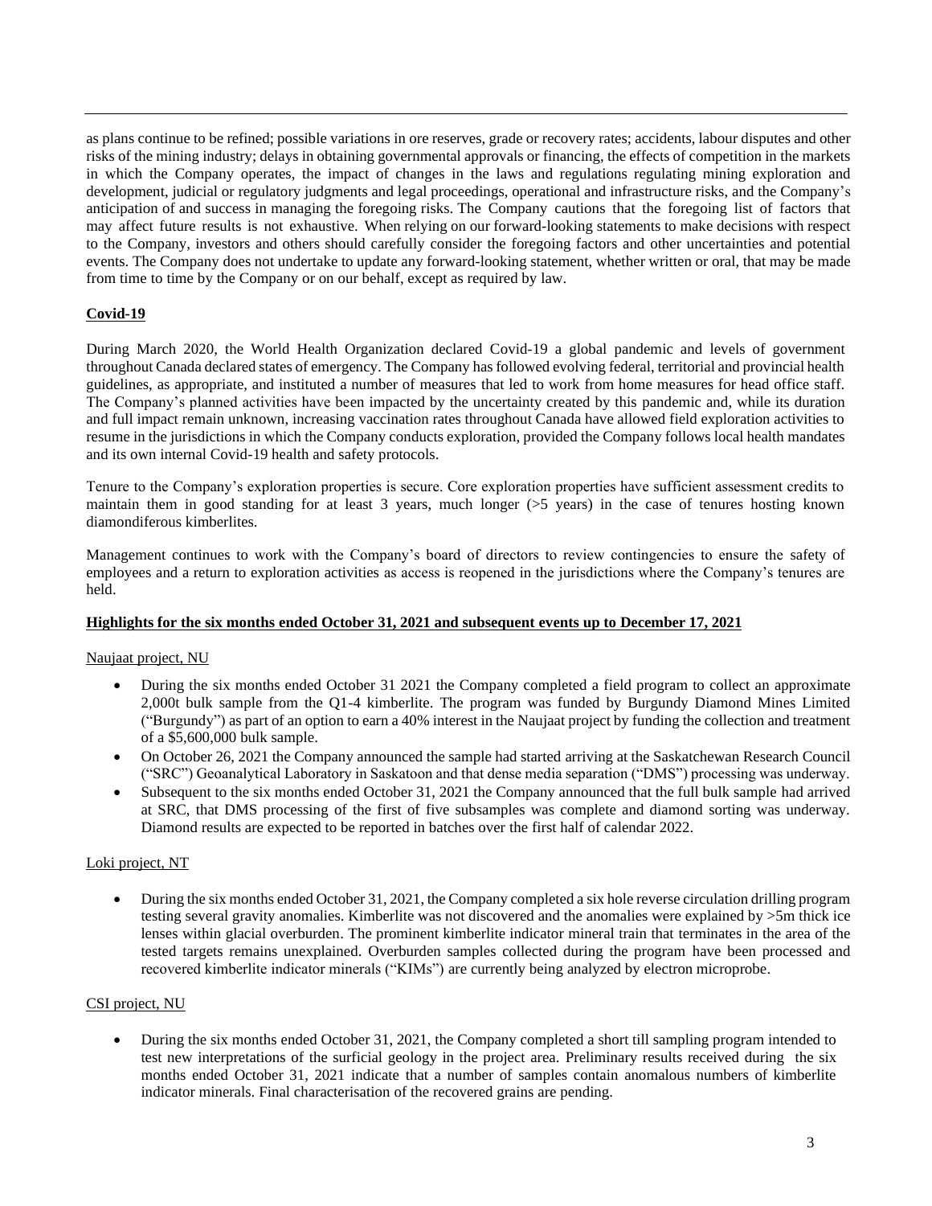as plans continue to be refined; possible variations in ore reserves, grade or recovery rates; accidents, labour disputes and other risks of the mining industry; delays in obtaining governmental approvals or financing, the effects of competition in the markets in which the Company operates, the impact of changes in the laws and regulations regulating mining exploration and development, judicial or regulatory judgments and legal proceedings, operational and infrastructure risks, and the Company's anticipation of and success in managing the foregoing risks. The Company cautions that the foregoing list of factors that may affect future results is not exhaustive. When relying on our forward-looking statements to make decisions with respect to the Company, investors and others should carefully consider the foregoing factors and other uncertainties and potential events. The Company does not undertake to update any forward-looking statement, whether written or oral, that may be made from time to time by the Company or on our behalf, except as required by law.

## Covid-19

During March 2020, the World Health Organization declared Covid-19 a global pandemic and levels of government throughout Canada declared states of emergency. The Company has followed evolving federal, territorial and provincial health guidelines, as appropriate, and instituted a number of measures that led to work from home measures for head office staff. The Company's planned activities have been impacted by the uncertainty created by this pandemic and, while its duration and full impact remain unknown, increasing vaccination rates throughout Canada have allowed field exploration activities to resume in the jurisdictions in which the Company conducts exploration, provided the Company follows local health mandates and its own internal Covid-19 health and safety protocols.

Tenure to the Company's exploration properties is secure. Core exploration properties have sufficient assessment credits to maintain them in good standing for at least 3 years, much longer (>5 years) in the case of tenures hosting known diamondiferous kimberlites.

Management continues to work with the Company's board of directors to review contingencies to ensure the safety of employees and a return to exploration activities as access is reopened in the jurisdictions where the Company's tenures are held.

## Highlights for the six months ended October 31, 2021 and subsequent events up to December 17, 2021

### Naujaat project, NU

- During the six months ended October 31 2021 the Company completed a field program to collect an approximate 2,000t bulk sample from the Q1-4 kimberlite. The program was funded by Burgundy Diamond Mines Limited ("Burgundy") as part of an option to earn a 40% interest in the Naujaat project by funding the collection and treatment of a $5,600,000 bulk sample.
- On October 26, 2021 the Company announced the sample had started arriving at the Saskatchewan Research Council ("SRC") Geoanalytical Laboratory in Saskatoon and that dense media separation ("DMS") processing was underway.
- Subsequent to the six months ended October 31, 2021 the Company announced that the full bulk sample had arrived at SRC, that DMS processing of the first of five subsamples was complete and diamond sorting was underway. Diamond results are expected to be reported in batches over the first half of calendar 2022.

### Loki project, NT

- During the six months ended October 31, 2021, the Company completed a six hole reverse circulation drilling program testing several gravity anomalies. Kimberlite was not discovered and the anomalies were explained by >5m thick ice lenses within glacial overburden. The prominent kimberlite indicator mineral train that terminates in the area of the tested targets remains unexplained. Overburden samples collected during the program have been processed and recovered kimberlite indicator minerals ("KIMs") are currently being analyzed by electron microprobe.

### CSI project, NU

- During the six months ended October 31, 2021, the Company completed a short till sampling program intended to test new interpretations of the surficial geology in the project area. Preliminary results received during the six months ended October 31, 2021 indicate that a number of samples contain anomalous numbers of kimberlite indicator minerals. Final characterisation of the recovered grains are pending.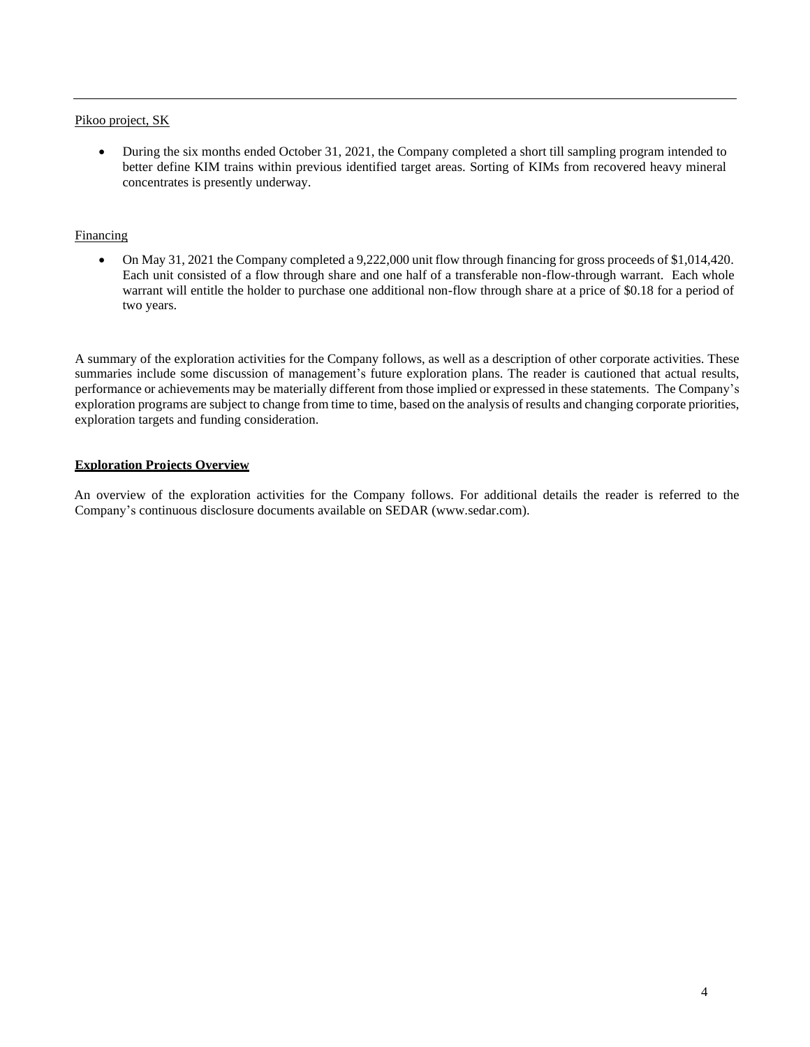Pikoo project, SK

- During the six months ended October 31, 2021, the Company completed a short till sampling program intended to better define KIM trains within previous identified target areas. Sorting of KIMs from recovered heavy mineral concentrates is presently underway.

Financing

- On May 31, 2021 the Company completed a 9,222,000 unit flow through financing for gross proceeds of $1,014,420. Each unit consisted of a flow through share and one half of a transferable non-flow-through warrant. Each whole warrant will entitle the holder to purchase one additional non-flow through share at a price of $0.18 for a period of two years.

A summary of the exploration activities for the Company follows, as well as a description of other corporate activities. These summaries include some discussion of management's future exploration plans. The reader is cautioned that actual results, performance or achievements may be materially different from those implied or expressed in these statements. The Company's exploration programs are subject to change from time to time, based on the analysis of results and changing corporate priorities, exploration targets and funding consideration.

## Exploration Projects Overview

An overview of the exploration activities for the Company follows. For additional details the reader is referred to the Company's continuous disclosure documents available on SEDAR (www.sedar.com).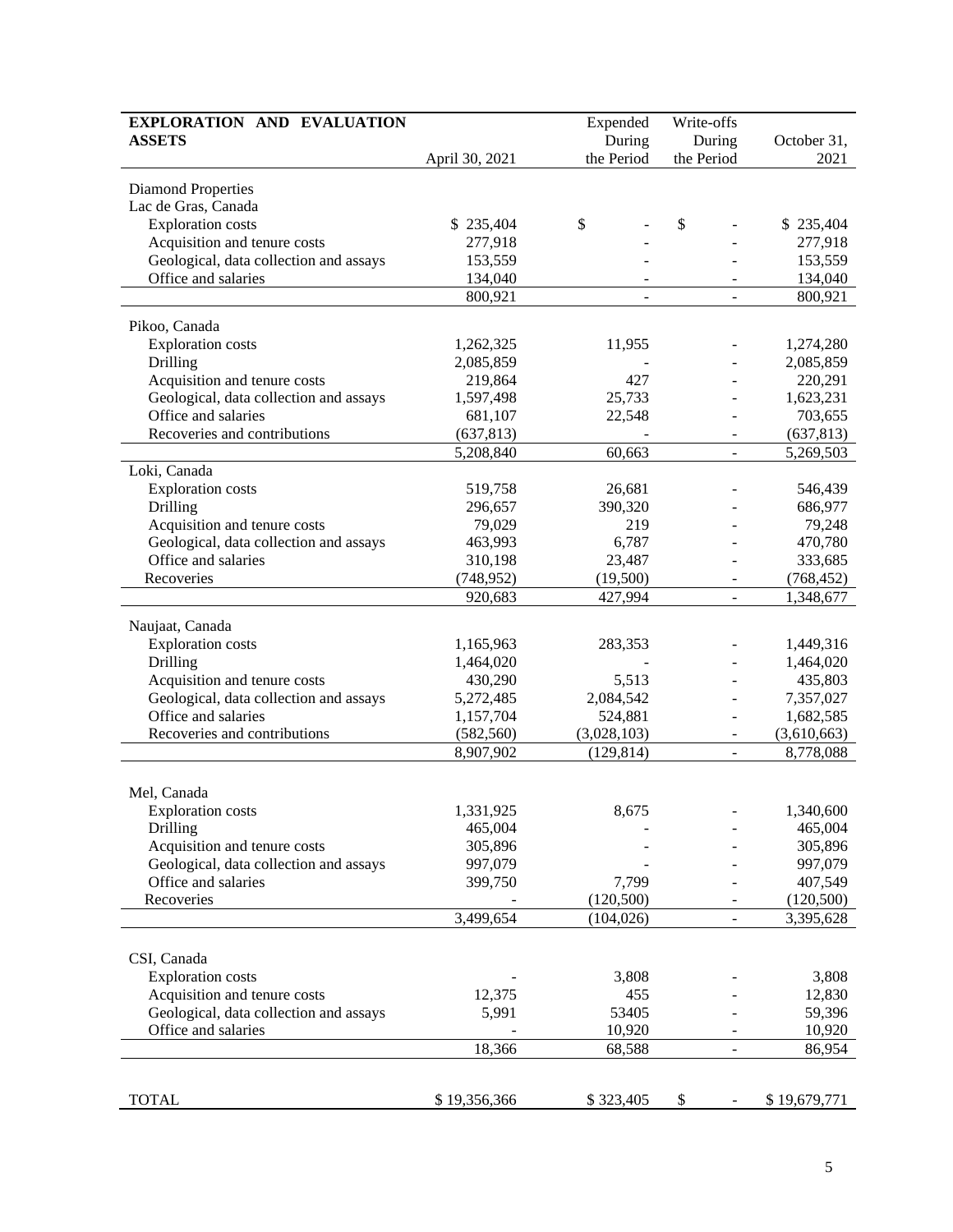| EXPLORATION AND EVALUATION ASSETS | April 30, 2021 | Expended During the Period | Write-offs During the Period | October 31, 2021 |
|---|---|---|---|---|
| Diamond Properties | | | | |
| Lac de Gras, Canada | | | | |
| Exploration costs | $ 235,404 | $ - | $ - | $ 235,404 |
| Acquisition and tenure costs | 277,918 | - | - | 277,918 |
| Geological, data collection and assays | 153,559 | - | - | 153,559 |
| Office and salaries | 134,040 | - | - | 134,040 |
| | 800,921 | - | - | 800,921 |
| Pikoo, Canada | | | | |
| Exploration costs | 1,262,325 | 11,955 | - | 1,274,280 |
| Drilling | 2,085,859 | - | - | 2,085,859 |
| Acquisition and tenure costs | 219,864 | 427 | - | 220,291 |
| Geological, data collection and assays | 1,597,498 | 25,733 | - | 1,623,231 |
| Office and salaries | 681,107 | 22,548 | - | 703,655 |
| Recoveries and contributions | (637,813) | - | - | (637,813) |
| | 5,208,840 | 60,663 | - | 5,269,503 |
| Loki, Canada | | | | |
| Exploration costs | 519,758 | 26,681 | - | 546,439 |
| Drilling | 296,657 | 390,320 | - | 686,977 |
| Acquisition and tenure costs | 79,029 | 219 | - | 79,248 |
| Geological, data collection and assays | 463,993 | 6,787 | - | 470,780 |
| Office and salaries | 310,198 | 23,487 | - | 333,685 |
| Recoveries | (748,952) | (19,500) | - | (768,452) |
| | 920,683 | 427,994 | - | 1,348,677 |
| Naujaat, Canada | | | | |
| Exploration costs | 1,165,963 | 283,353 | - | 1,449,316 |
| Drilling | 1,464,020 | - | - | 1,464,020 |
| Acquisition and tenure costs | 430,290 | 5,513 | - | 435,803 |
| Geological, data collection and assays | 5,272,485 | 2,084,542 | - | 7,357,027 |
| Office and salaries | 1,157,704 | 524,881 | - | 1,682,585 |
| Recoveries and contributions | (582,560) | (3,028,103) | - | (3,610,663) |
| | 8,907,902 | (129,814) | - | 8,778,088 |
| Mel, Canada | | | | |
| Exploration costs | 1,331,925 | 8,675 | - | 1,340,600 |
| Drilling | 465,004 | - | - | 465,004 |
| Acquisition and tenure costs | 305,896 | - | - | 305,896 |
| Geological, data collection and assays | 997,079 | - | - | 997,079 |
| Office and salaries | 399,750 | 7,799 | - | 407,549 |
| Recoveries | - | (120,500) | - | (120,500) |
| | 3,499,654 | (104,026) | - | 3,395,628 |
| CSI, Canada | | | | |
| Exploration costs | - | 3,808 | - | 3,808 |
| Acquisition and tenure costs | 12,375 | 455 | - | 12,830 |
| Geological, data collection and assays | 5,991 | 53405 | - | 59,396 |
| Office and salaries | - | 10,920 | - | 10,920 |
| | 18,366 | 68,588 | - | 86,954 |
| TOTAL | $ 19,356,366 | $ 323,405 | $ - | $ 19,679,771 |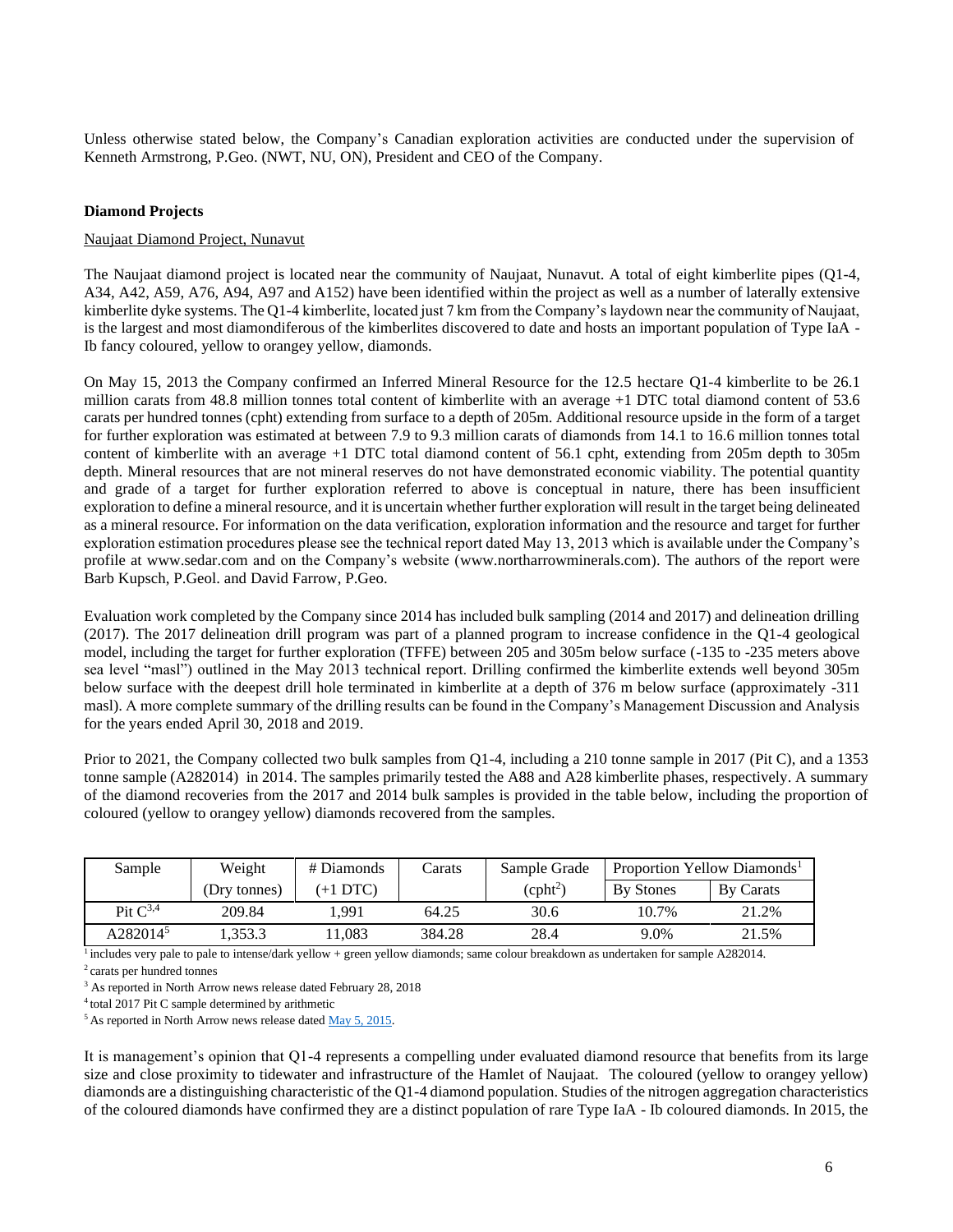Unless otherwise stated below, the Company's Canadian exploration activities are conducted under the supervision of Kenneth Armstrong, P.Geo. (NWT, NU, ON), President and CEO of the Company.

**Diamond Projects**

Naujaat Diamond Project, Nunavut

The Naujaat diamond project is located near the community of Naujaat, Nunavut. A total of eight kimberlite pipes (Q1-4, A34, A42, A59, A76, A94, A97 and A152) have been identified within the project as well as a number of laterally extensive kimberlite dyke systems. The Q1-4 kimberlite, located just 7 km from the Company's laydown near the community of Naujaat, is the largest and most diamondiferous of the kimberlites discovered to date and hosts an important population of Type IaA - Ib fancy coloured, yellow to orangey yellow, diamonds.

On May 15, 2013 the Company confirmed an Inferred Mineral Resource for the 12.5 hectare Q1-4 kimberlite to be 26.1 million carats from 48.8 million tonnes total content of kimberlite with an average +1 DTC total diamond content of 53.6 carats per hundred tonnes (cpht) extending from surface to a depth of 205m. Additional resource upside in the form of a target for further exploration was estimated at between 7.9 to 9.3 million carats of diamonds from 14.1 to 16.6 million tonnes total content of kimberlite with an average +1 DTC total diamond content of 56.1 cpht, extending from 205m depth to 305m depth. Mineral resources that are not mineral reserves do not have demonstrated economic viability. The potential quantity and grade of a target for further exploration referred to above is conceptual in nature, there has been insufficient exploration to define a mineral resource, and it is uncertain whether further exploration will result in the target being delineated as a mineral resource. For information on the data verification, exploration information and the resource and target for further exploration estimation procedures please see the technical report dated May 13, 2013 which is available under the Company's profile at www.sedar.com and on the Company's website (www.northarrowminerals.com). The authors of the report were Barb Kupsch, P.Geol. and David Farrow, P.Geo.

Evaluation work completed by the Company since 2014 has included bulk sampling (2014 and 2017) and delineation drilling (2017). The 2017 delineation drill program was part of a planned program to increase confidence in the Q1-4 geological model, including the target for further exploration (TFFE) between 205 and 305m below surface (-135 to -235 meters above sea level "masl") outlined in the May 2013 technical report. Drilling confirmed the kimberlite extends well beyond 305m below surface with the deepest drill hole terminated in kimberlite at a depth of 376 m below surface (approximately -311 masl). A more complete summary of the drilling results can be found in the Company's Management Discussion and Analysis for the years ended April 30, 2018 and 2019.

Prior to 2021, the Company collected two bulk samples from Q1-4, including a 210 tonne sample in 2017 (Pit C), and a 1353 tonne sample (A282014) in 2014. The samples primarily tested the A88 and A28 kimberlite phases, respectively. A summary of the diamond recoveries from the 2017 and 2014 bulk samples is provided in the table below, including the proportion of coloured (yellow to orangey yellow) diamonds recovered from the samples.

| Sample | Weight | # Diamonds | Carats | Sample Grade | Proportion Yellow Diamonds[1] | |
|---|---|---|---|---|---|---|
| | (Dry tonnes) | (+1 DTC) | | (cpht[2]) | By Stones | By Carats |
| Pit C[3,4] | 209.84 | 1,991 | 64.25 | 30.6 | 10.7% | 21.2% |
| A282014[5] | 1,353.3 | 11,083 | 384.28 | 28.4 | 9.0% | 21.5% |

[1] includes very pale to pale to intense/dark yellow + green yellow diamonds; same colour breakdown as undertaken for sample A282014.
[2] carats per hundred tonnes
[3] As reported in North Arrow news release dated February 28, 2018
[4] total 2017 Pit C sample determined by arithmetic
[5] As reported in North Arrow news release dated May 5, 2015.

It is management's opinion that Q1-4 represents a compelling under evaluated diamond resource that benefits from its large size and close proximity to tidewater and infrastructure of the Hamlet of Naujaat. The coloured (yellow to orangey yellow) diamonds are a distinguishing characteristic of the Q1-4 diamond population. Studies of the nitrogen aggregation characteristics of the coloured diamonds have confirmed they are a distinct population of rare Type IaA - Ib coloured diamonds. In 2015, the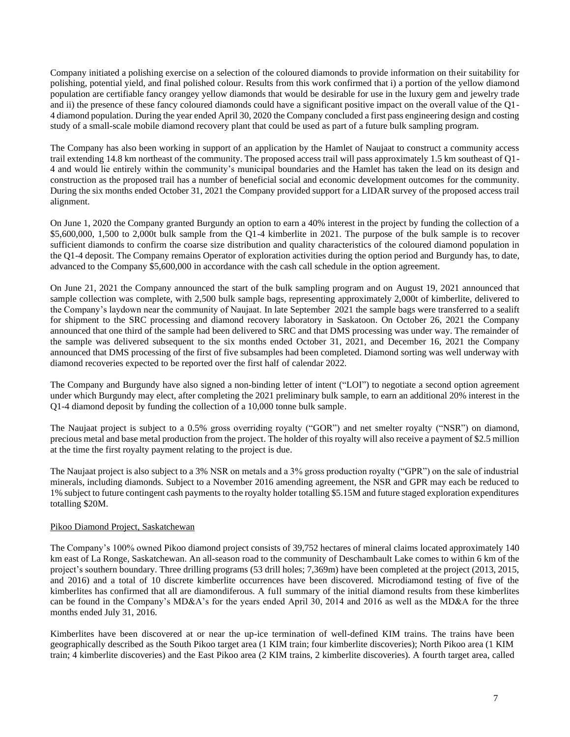Company initiated a polishing exercise on a selection of the coloured diamonds to provide information on their suitability for polishing, potential yield, and final polished colour. Results from this work confirmed that i) a portion of the yellow diamond population are certifiable fancy orangey yellow diamonds that would be desirable for use in the luxury gem and jewelry trade and ii) the presence of these fancy coloured diamonds could have a significant positive impact on the overall value of the Q1-4 diamond population. During the year ended April 30, 2020 the Company concluded a first pass engineering design and costing study of a small-scale mobile diamond recovery plant that could be used as part of a future bulk sampling program.

The Company has also been working in support of an application by the Hamlet of Naujaat to construct a community access trail extending 14.8 km northeast of the community. The proposed access trail will pass approximately 1.5 km southeast of Q1-4 and would lie entirely within the community's municipal boundaries and the Hamlet has taken the lead on its design and construction as the proposed trail has a number of beneficial social and economic development outcomes for the community. During the six months ended October 31, 2021 the Company provided support for a LIDAR survey of the proposed access trail alignment.

On June 1, 2020 the Company granted Burgundy an option to earn a 40% interest in the project by funding the collection of a $5,600,000, 1,500 to 2,000t bulk sample from the Q1-4 kimberlite in 2021. The purpose of the bulk sample is to recover sufficient diamonds to confirm the coarse size distribution and quality characteristics of the coloured diamond population in the Q1-4 deposit. The Company remains Operator of exploration activities during the option period and Burgundy has, to date, advanced to the Company $5,600,000 in accordance with the cash call schedule in the option agreement.

On June 21, 2021 the Company announced the start of the bulk sampling program and on August 19, 2021 announced that sample collection was complete, with 2,500 bulk sample bags, representing approximately 2,000t of kimberlite, delivered to the Company's laydown near the community of Naujaat. In late September 2021 the sample bags were transferred to a sealift for shipment to the SRC processing and diamond recovery laboratory in Saskatoon. On October 26, 2021 the Company announced that one third of the sample had been delivered to SRC and that DMS processing was under way. The remainder of the sample was delivered subsequent to the six months ended October 31, 2021, and December 16, 2021 the Company announced that DMS processing of the first of five subsamples had been completed. Diamond sorting was well underway with diamond recoveries expected to be reported over the first half of calendar 2022.

The Company and Burgundy have also signed a non-binding letter of intent ("LOI") to negotiate a second option agreement under which Burgundy may elect, after completing the 2021 preliminary bulk sample, to earn an additional 20% interest in the Q1-4 diamond deposit by funding the collection of a 10,000 tonne bulk sample.

The Naujaat project is subject to a 0.5% gross overriding royalty ("GOR") and net smelter royalty ("NSR") on diamond, precious metal and base metal production from the project. The holder of this royalty will also receive a payment of $2.5 million at the time the first royalty payment relating to the project is due.

The Naujaat project is also subject to a 3% NSR on metals and a 3% gross production royalty ("GPR") on the sale of industrial minerals, including diamonds. Subject to a November 2016 amending agreement, the NSR and GPR may each be reduced to 1% subject to future contingent cash payments to the royalty holder totalling $5.15M and future staged exploration expenditures totalling $20M.

## Pikoo Diamond Project, Saskatchewan

The Company's 100% owned Pikoo diamond project consists of 39,752 hectares of mineral claims located approximately 140 km east of La Ronge, Saskatchewan. An all-season road to the community of Deschambault Lake comes to within 6 km of the project's southern boundary. Three drilling programs (53 drill holes; 7,369m) have been completed at the project (2013, 2015, and 2016) and a total of 10 discrete kimberlite occurrences have been discovered. Microdiamond testing of five of the kimberlites has confirmed that all are diamondiferous. A full summary of the initial diamond results from these kimberlites can be found in the Company's MD&A's for the years ended April 30, 2014 and 2016 as well as the MD&A for the three months ended July 31, 2016.

Kimberlites have been discovered at or near the up-ice termination of well-defined KIM trains. The trains have been geographically described as the South Pikoo target area (1 KIM train; four kimberlite discoveries); North Pikoo area (1 KIM train; 4 kimberlite discoveries) and the East Pikoo area (2 KIM trains, 2 kimberlite discoveries). A fourth target area, called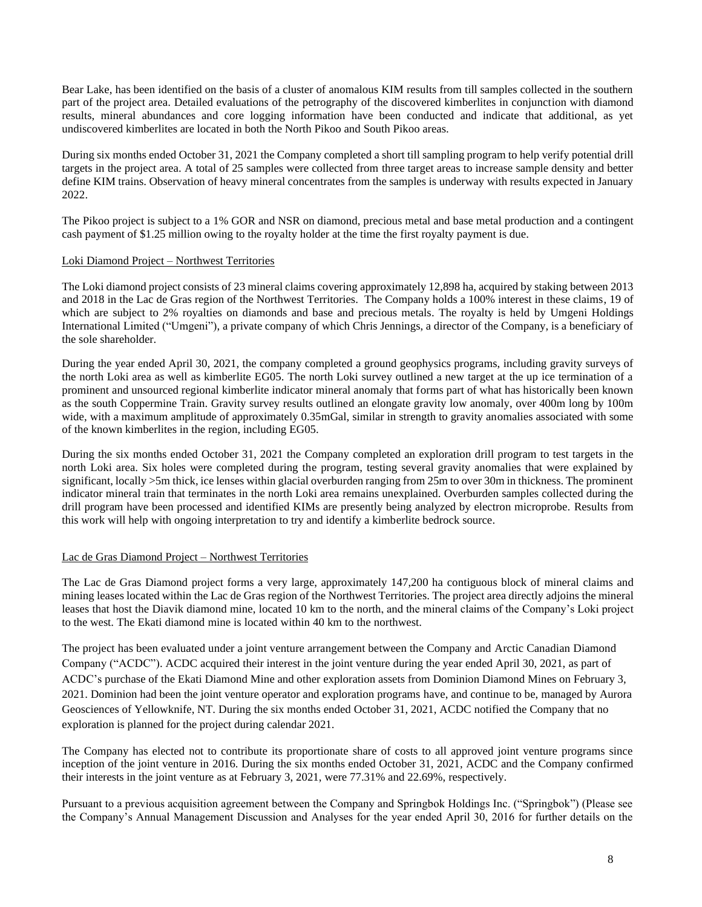Bear Lake, has been identified on the basis of a cluster of anomalous KIM results from till samples collected in the southern part of the project area. Detailed evaluations of the petrography of the discovered kimberlites in conjunction with diamond results, mineral abundances and core logging information have been conducted and indicate that additional, as yet undiscovered kimberlites are located in both the North Pikoo and South Pikoo areas.

During six months ended October 31, 2021 the Company completed a short till sampling program to help verify potential drill targets in the project area. A total of 25 samples were collected from three target areas to increase sample density and better define KIM trains. Observation of heavy mineral concentrates from the samples is underway with results expected in January 2022.

The Pikoo project is subject to a 1% GOR and NSR on diamond, precious metal and base metal production and a contingent cash payment of $1.25 million owing to the royalty holder at the time the first royalty payment is due.

Loki Diamond Project – Northwest Territories

The Loki diamond project consists of 23 mineral claims covering approximately 12,898 ha, acquired by staking between 2013 and 2018 in the Lac de Gras region of the Northwest Territories. The Company holds a 100% interest in these claims, 19 of which are subject to 2% royalties on diamonds and base and precious metals. The royalty is held by Umgeni Holdings International Limited ("Umgeni"), a private company of which Chris Jennings, a director of the Company, is a beneficiary of the sole shareholder.

During the year ended April 30, 2021, the company completed a ground geophysics programs, including gravity surveys of the north Loki area as well as kimberlite EG05. The north Loki survey outlined a new target at the up ice termination of a prominent and unsourced regional kimberlite indicator mineral anomaly that forms part of what has historically been known as the south Coppermine Train. Gravity survey results outlined an elongate gravity low anomaly, over 400m long by 100m wide, with a maximum amplitude of approximately 0.35mGal, similar in strength to gravity anomalies associated with some of the known kimberlites in the region, including EG05.

During the six months ended October 31, 2021 the Company completed an exploration drill program to test targets in the north Loki area. Six holes were completed during the program, testing several gravity anomalies that were explained by significant, locally >5m thick, ice lenses within glacial overburden ranging from 25m to over 30m in thickness. The prominent indicator mineral train that terminates in the north Loki area remains unexplained. Overburden samples collected during the drill program have been processed and identified KIMs are presently being analyzed by electron microprobe. Results from this work will help with ongoing interpretation to try and identify a kimberlite bedrock source.

Lac de Gras Diamond Project – Northwest Territories

The Lac de Gras Diamond project forms a very large, approximately 147,200 ha contiguous block of mineral claims and mining leases located within the Lac de Gras region of the Northwest Territories. The project area directly adjoins the mineral leases that host the Diavik diamond mine, located 10 km to the north, and the mineral claims of the Company's Loki project to the west. The Ekati diamond mine is located within 40 km to the northwest.

The project has been evaluated under a joint venture arrangement between the Company and Arctic Canadian Diamond Company ("ACDC"). ACDC acquired their interest in the joint venture during the year ended April 30, 2021, as part of ACDC's purchase of the Ekati Diamond Mine and other exploration assets from Dominion Diamond Mines on February 3, 2021. Dominion had been the joint venture operator and exploration programs have, and continue to be, managed by Aurora Geosciences of Yellowknife, NT. During the six months ended October 31, 2021, ACDC notified the Company that no exploration is planned for the project during calendar 2021.

The Company has elected not to contribute its proportionate share of costs to all approved joint venture programs since inception of the joint venture in 2016. During the six months ended October 31, 2021, ACDC and the Company confirmed their interests in the joint venture as at February 3, 2021, were 77.31% and 22.69%, respectively.

Pursuant to a previous acquisition agreement between the Company and Springbok Holdings Inc. ("Springbok") (Please see the Company's Annual Management Discussion and Analyses for the year ended April 30, 2016 for further details on the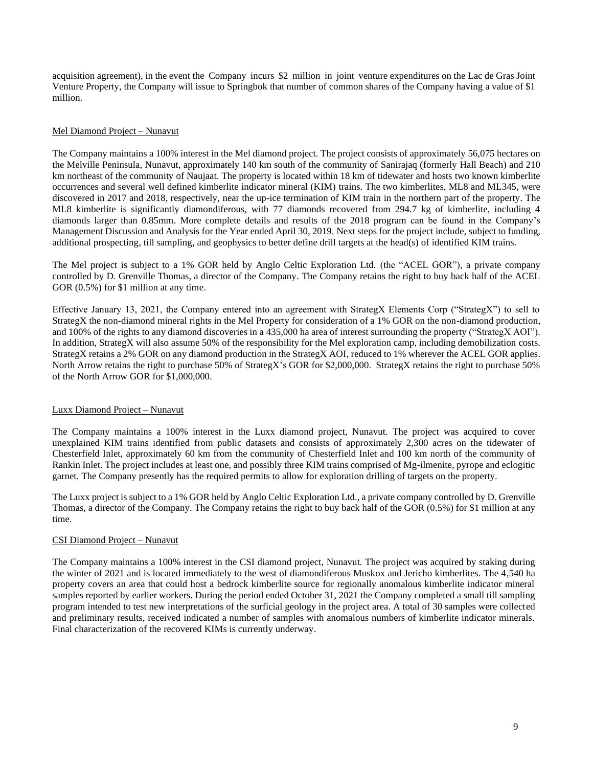acquisition agreement), in the event the Company incurs $2 million in joint venture expenditures on the Lac de Gras Joint Venture Property, the Company will issue to Springbok that number of common shares of the Company having a value of $1 million.

## Mel Diamond Project – Nunavut

The Company maintains a 100% interest in the Mel diamond project. The project consists of approximately 56,075 hectares on the Melville Peninsula, Nunavut, approximately 140 km south of the community of Sanirajaq (formerly Hall Beach) and 210 km northeast of the community of Naujaat. The property is located within 18 km of tidewater and hosts two known kimberlite occurrences and several well defined kimberlite indicator mineral (KIM) trains. The two kimberlites, ML8 and ML345, were discovered in 2017 and 2018, respectively, near the up-ice termination of KIM train in the northern part of the property. The ML8 kimberlite is significantly diamondiferous, with 77 diamonds recovered from 294.7 kg of kimberlite, including 4 diamonds larger than 0.85mm. More complete details and results of the 2018 program can be found in the Company's Management Discussion and Analysis for the Year ended April 30, 2019. Next steps for the project include, subject to funding, additional prospecting, till sampling, and geophysics to better define drill targets at the head(s) of identified KIM trains.

The Mel project is subject to a 1% GOR held by Anglo Celtic Exploration Ltd. (the "ACEL GOR"), a private company controlled by D. Grenville Thomas, a director of the Company. The Company retains the right to buy back half of the ACEL GOR (0.5%) for $1 million at any time.

Effective January 13, 2021, the Company entered into an agreement with StrategX Elements Corp ("StrategX") to sell to StrategX the non-diamond mineral rights in the Mel Property for consideration of a 1% GOR on the non-diamond production, and 100% of the rights to any diamond discoveries in a 435,000 ha area of interest surrounding the property ("StrategX AOI"). In addition, StrategX will also assume 50% of the responsibility for the Mel exploration camp, including demobilization costs. StrategX retains a 2% GOR on any diamond production in the StrategX AOI, reduced to 1% wherever the ACEL GOR applies. North Arrow retains the right to purchase 50% of StrategX's GOR for $2,000,000. StrategX retains the right to purchase 50% of the North Arrow GOR for $1,000,000.

## Luxx Diamond Project – Nunavut

The Company maintains a 100% interest in the Luxx diamond project, Nunavut. The project was acquired to cover unexplained KIM trains identified from public datasets and consists of approximately 2,300 acres on the tidewater of Chesterfield Inlet, approximately 60 km from the community of Chesterfield Inlet and 100 km north of the community of Rankin Inlet. The project includes at least one, and possibly three KIM trains comprised of Mg-ilmenite, pyrope and eclogitic garnet. The Company presently has the required permits to allow for exploration drilling of targets on the property.

The Luxx project is subject to a 1% GOR held by Anglo Celtic Exploration Ltd., a private company controlled by D. Grenville Thomas, a director of the Company. The Company retains the right to buy back half of the GOR (0.5%) for $1 million at any time.

## CSI Diamond Project – Nunavut

The Company maintains a 100% interest in the CSI diamond project, Nunavut. The project was acquired by staking during the winter of 2021 and is located immediately to the west of diamondiferous Muskox and Jericho kimberlites. The 4,540 ha property covers an area that could host a bedrock kimberlite source for regionally anomalous kimberlite indicator mineral samples reported by earlier workers. During the period ended October 31, 2021 the Company completed a small till sampling program intended to test new interpretations of the surficial geology in the project area. A total of 30 samples were collected and preliminary results, received indicated a number of samples with anomalous numbers of kimberlite indicator minerals. Final characterization of the recovered KIMs is currently underway.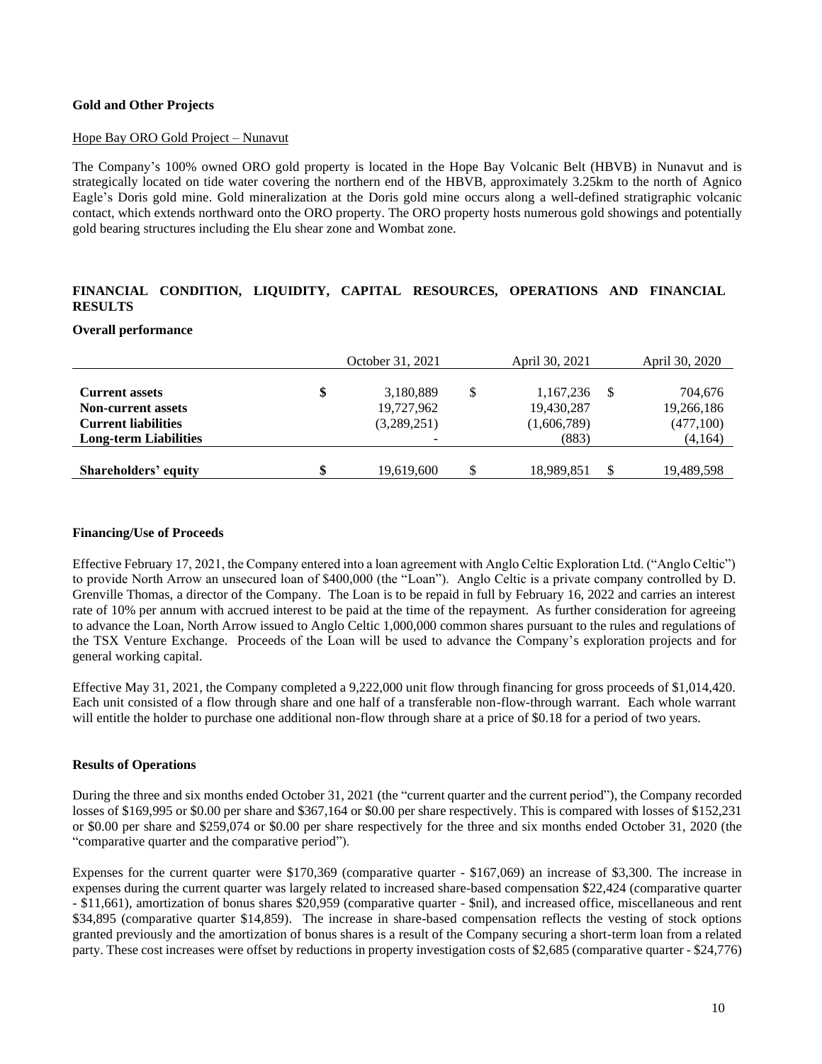### Gold and Other Projects

Hope Bay ORO Gold Project – Nunavut

The Company's 100% owned ORO gold property is located in the Hope Bay Volcanic Belt (HBVB) in Nunavut and is strategically located on tide water covering the northern end of the HBVB, approximately 3.25km to the north of Agnico Eagle's Doris gold mine. Gold mineralization at the Doris gold mine occurs along a well-defined stratigraphic volcanic contact, which extends northward onto the ORO property. The ORO property hosts numerous gold showings and potentially gold bearing structures including the Elu shear zone and Wombat zone.

## FINANCIAL CONDITION, LIQUIDITY, CAPITAL RESOURCES, OPERATIONS AND FINANCIAL RESULTS

### Overall performance

| | October 31, 2021 | April 30, 2021 | April 30, 2020 |
|---|---|---|---|
| **Current assets** | $ 3,180,889 | $ 1,167,236 | $ 704,676 |
| **Non-current assets** | 19,727,962 | 19,430,287 | 19,266,186 |
| **Current liabilities** | (3,289,251) | (1,606,789) | (477,100) |
| **Long-term Liabilities** | - | (883) | (4,164) |
| **Shareholders' equity** | $ 19,619,600 | $ 18,989,851 | $ 19,489,598 |

### Financing/Use of Proceeds

Effective February 17, 2021, the Company entered into a loan agreement with Anglo Celtic Exploration Ltd. ("Anglo Celtic") to provide North Arrow an unsecured loan of $400,000 (the "Loan"). Anglo Celtic is a private company controlled by D. Grenville Thomas, a director of the Company. The Loan is to be repaid in full by February 16, 2022 and carries an interest rate of 10% per annum with accrued interest to be paid at the time of the repayment. As further consideration for agreeing to advance the Loan, North Arrow issued to Anglo Celtic 1,000,000 common shares pursuant to the rules and regulations of the TSX Venture Exchange. Proceeds of the Loan will be used to advance the Company's exploration projects and for general working capital.

Effective May 31, 2021, the Company completed a 9,222,000 unit flow through financing for gross proceeds of $1,014,420. Each unit consisted of a flow through share and one half of a transferable non-flow-through warrant. Each whole warrant will entitle the holder to purchase one additional non-flow through share at a price of $0.18 for a period of two years.

### Results of Operations

During the three and six months ended October 31, 2021 (the "current quarter and the current period"), the Company recorded losses of $169,995 or $0.00 per share and $367,164 or $0.00 per share respectively. This is compared with losses of $152,231 or $0.00 per share and $259,074 or $0.00 per share respectively for the three and six months ended October 31, 2020 (the "comparative quarter and the comparative period").

Expenses for the current quarter were $170,369 (comparative quarter - $167,069) an increase of $3,300. The increase in expenses during the current quarter was largely related to increased share-based compensation $22,424 (comparative quarter - $11,661), amortization of bonus shares $20,959 (comparative quarter - $nil), and increased office, miscellaneous and rent $34,895 (comparative quarter $14,859). The increase in share-based compensation reflects the vesting of stock options granted previously and the amortization of bonus shares is a result of the Company securing a short-term loan from a related party. These cost increases were offset by reductions in property investigation costs of $2,685 (comparative quarter - $24,776)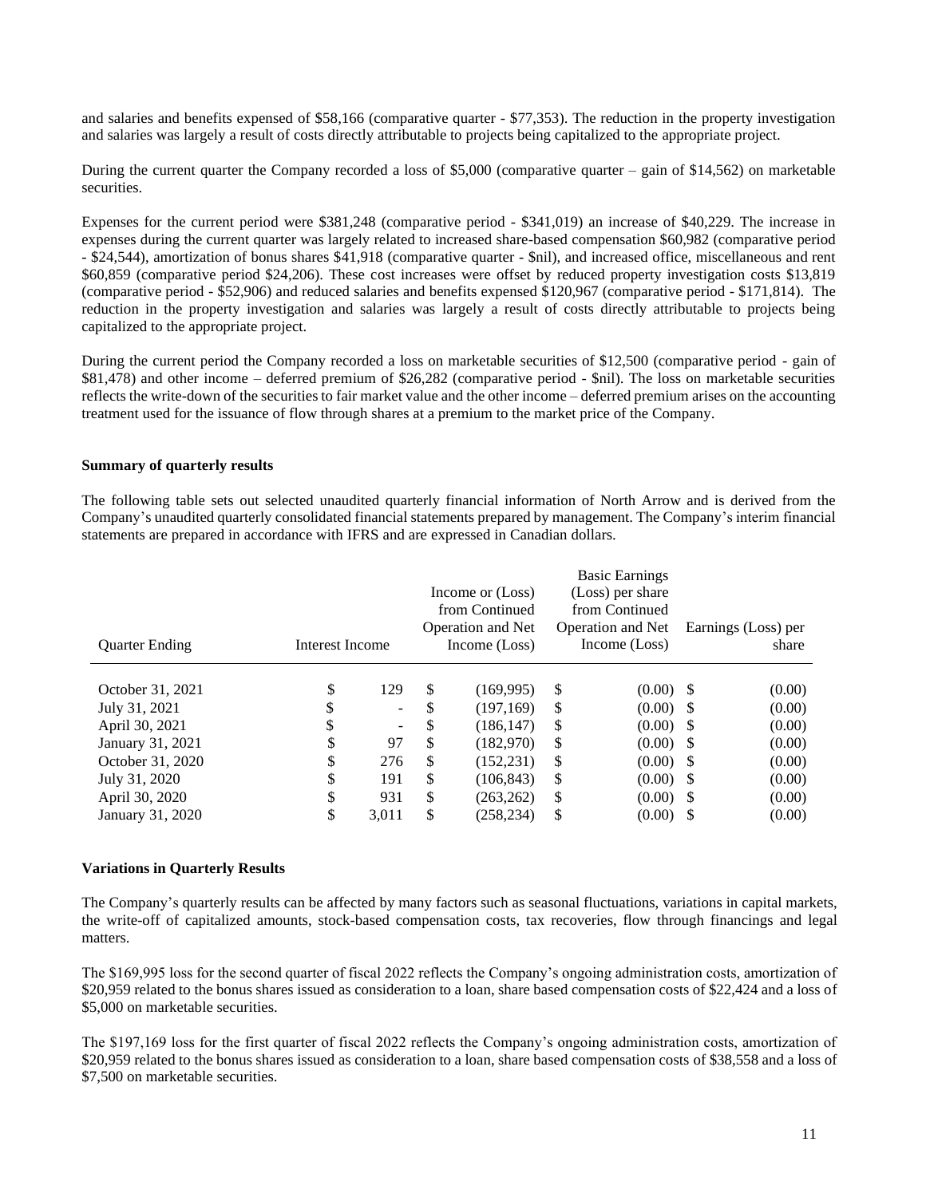and salaries and benefits expensed of $58,166 (comparative quarter - $77,353). The reduction in the property investigation and salaries was largely a result of costs directly attributable to projects being capitalized to the appropriate project.

During the current quarter the Company recorded a loss of $5,000 (comparative quarter – gain of $14,562) on marketable securities.

Expenses for the current period were $381,248 (comparative period - $341,019) an increase of $40,229. The increase in expenses during the current quarter was largely related to increased share-based compensation $60,982 (comparative period - $24,544), amortization of bonus shares $41,918 (comparative quarter - $nil), and increased office, miscellaneous and rent $60,859 (comparative period $24,206). These cost increases were offset by reduced property investigation costs $13,819 (comparative period - $52,906) and reduced salaries and benefits expensed $120,967 (comparative period - $171,814). The reduction in the property investigation and salaries was largely a result of costs directly attributable to projects being capitalized to the appropriate project.

During the current period the Company recorded a loss on marketable securities of $12,500 (comparative period - gain of $81,478) and other income – deferred premium of $26,282 (comparative period - $nil). The loss on marketable securities reflects the write-down of the securities to fair market value and the other income – deferred premium arises on the accounting treatment used for the issuance of flow through shares at a premium to the market price of the Company.

**Summary of quarterly results**

The following table sets out selected unaudited quarterly financial information of North Arrow and is derived from the Company's unaudited quarterly consolidated financial statements prepared by management. The Company's interim financial statements are prepared in accordance with IFRS and are expressed in Canadian dollars.

| Quarter Ending | Interest Income | Income or (Loss) from Continued Operation and Net Income (Loss) | Basic Earnings (Loss) per share from Continued Operation and Net Income (Loss) | Earnings (Loss) per share |
|---|---|---|---|---|
| October 31, 2021 | $ 129 | $ (169,995) | $ (0.00) | $ (0.00) |
| July 31, 2021 | $ - | $ (197,169) | $ (0.00) | $ (0.00) |
| April 30, 2021 | $ - | $ (186,147) | $ (0.00) | $ (0.00) |
| January 31, 2021 | $ 97 | $ (182,970) | $ (0.00) | $ (0.00) |
| October 31, 2020 | $ 276 | $ (152,231) | $ (0.00) | $ (0.00) |
| July 31, 2020 | $ 191 | $ (106,843) | $ (0.00) | $ (0.00) |
| April 30, 2020 | $ 931 | $ (263,262) | $ (0.00) | $ (0.00) |
| January 31, 2020 | $ 3,011 | $ (258,234) | $ (0.00) | $ (0.00) |

**Variations in Quarterly Results**

The Company's quarterly results can be affected by many factors such as seasonal fluctuations, variations in capital markets, the write-off of capitalized amounts, stock-based compensation costs, tax recoveries, flow through financings and legal matters.

The $169,995 loss for the second quarter of fiscal 2022 reflects the Company's ongoing administration costs, amortization of $20,959 related to the bonus shares issued as consideration to a loan, share based compensation costs of $22,424 and a loss of $5,000 on marketable securities.

The $197,169 loss for the first quarter of fiscal 2022 reflects the Company's ongoing administration costs, amortization of $20,959 related to the bonus shares issued as consideration to a loan, share based compensation costs of $38,558 and a loss of $7,500 on marketable securities.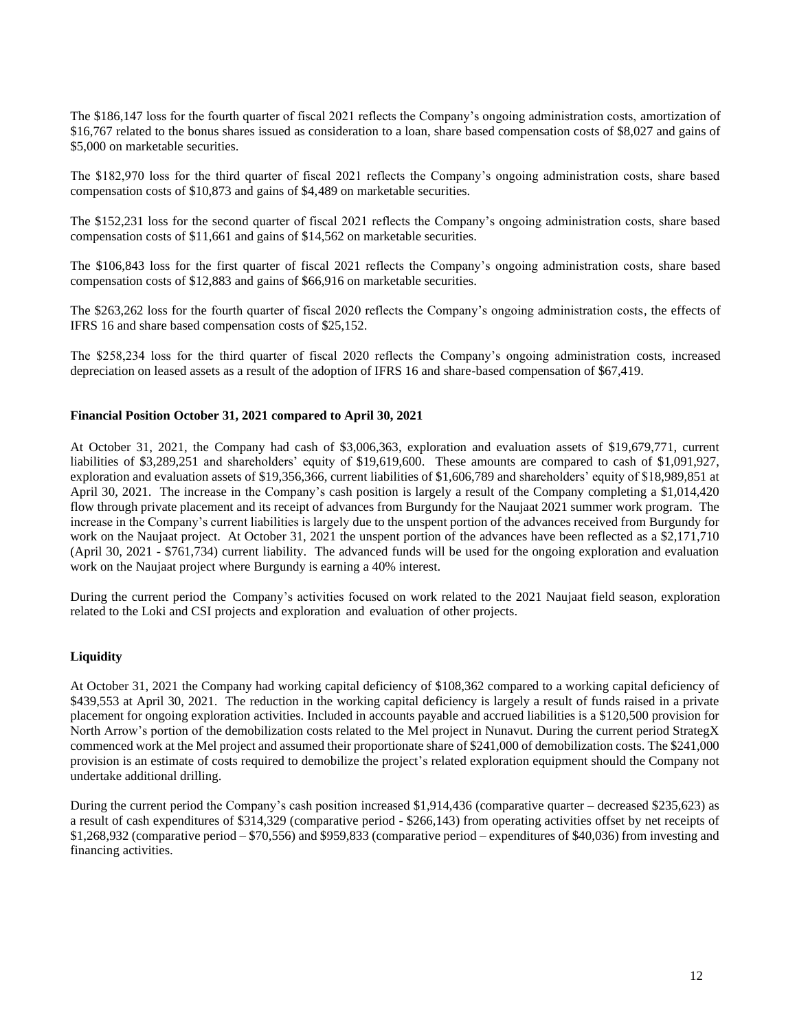The $186,147 loss for the fourth quarter of fiscal 2021 reflects the Company's ongoing administration costs, amortization of $16,767 related to the bonus shares issued as consideration to a loan, share based compensation costs of $8,027 and gains of $5,000 on marketable securities.

The $182,970 loss for the third quarter of fiscal 2021 reflects the Company's ongoing administration costs, share based compensation costs of $10,873 and gains of $4,489 on marketable securities.

The $152,231 loss for the second quarter of fiscal 2021 reflects the Company's ongoing administration costs, share based compensation costs of $11,661 and gains of $14,562 on marketable securities.

The $106,843 loss for the first quarter of fiscal 2021 reflects the Company's ongoing administration costs, share based compensation costs of $12,883 and gains of $66,916 on marketable securities.

The $263,262 loss for the fourth quarter of fiscal 2020 reflects the Company's ongoing administration costs, the effects of IFRS 16 and share based compensation costs of $25,152.

The $258,234 loss for the third quarter of fiscal 2020 reflects the Company's ongoing administration costs, increased depreciation on leased assets as a result of the adoption of IFRS 16 and share-based compensation of $67,419.

**Financial Position October 31, 2021 compared to April 30, 2021**

At October 31, 2021, the Company had cash of $3,006,363, exploration and evaluation assets of $19,679,771, current liabilities of $3,289,251 and shareholders' equity of $19,619,600. These amounts are compared to cash of $1,091,927, exploration and evaluation assets of $19,356,366, current liabilities of $1,606,789 and shareholders' equity of $18,989,851 at April 30, 2021. The increase in the Company's cash position is largely a result of the Company completing a $1,014,420 flow through private placement and its receipt of advances from Burgundy for the Naujaat 2021 summer work program. The increase in the Company's current liabilities is largely due to the unspent portion of the advances received from Burgundy for work on the Naujaat project. At October 31, 2021 the unspent portion of the advances have been reflected as a $2,171,710 (April 30, 2021 - $761,734) current liability. The advanced funds will be used for the ongoing exploration and evaluation work on the Naujaat project where Burgundy is earning a 40% interest.

During the current period the Company's activities focused on work related to the 2021 Naujaat field season, exploration related to the Loki and CSI projects and exploration and evaluation of other projects.

**Liquidity**

At October 31, 2021 the Company had working capital deficiency of $108,362 compared to a working capital deficiency of $439,553 at April 30, 2021. The reduction in the working capital deficiency is largely a result of funds raised in a private placement for ongoing exploration activities. Included in accounts payable and accrued liabilities is a $120,500 provision for North Arrow's portion of the demobilization costs related to the Mel project in Nunavut. During the current period StrategX commenced work at the Mel project and assumed their proportionate share of $241,000 of demobilization costs. The $241,000 provision is an estimate of costs required to demobilize the project's related exploration equipment should the Company not undertake additional drilling.

During the current period the Company's cash position increased $1,914,436 (comparative quarter – decreased $235,623) as a result of cash expenditures of $314,329 (comparative period - $266,143) from operating activities offset by net receipts of $1,268,932 (comparative period – $70,556) and $959,833 (comparative period – expenditures of $40,036) from investing and financing activities.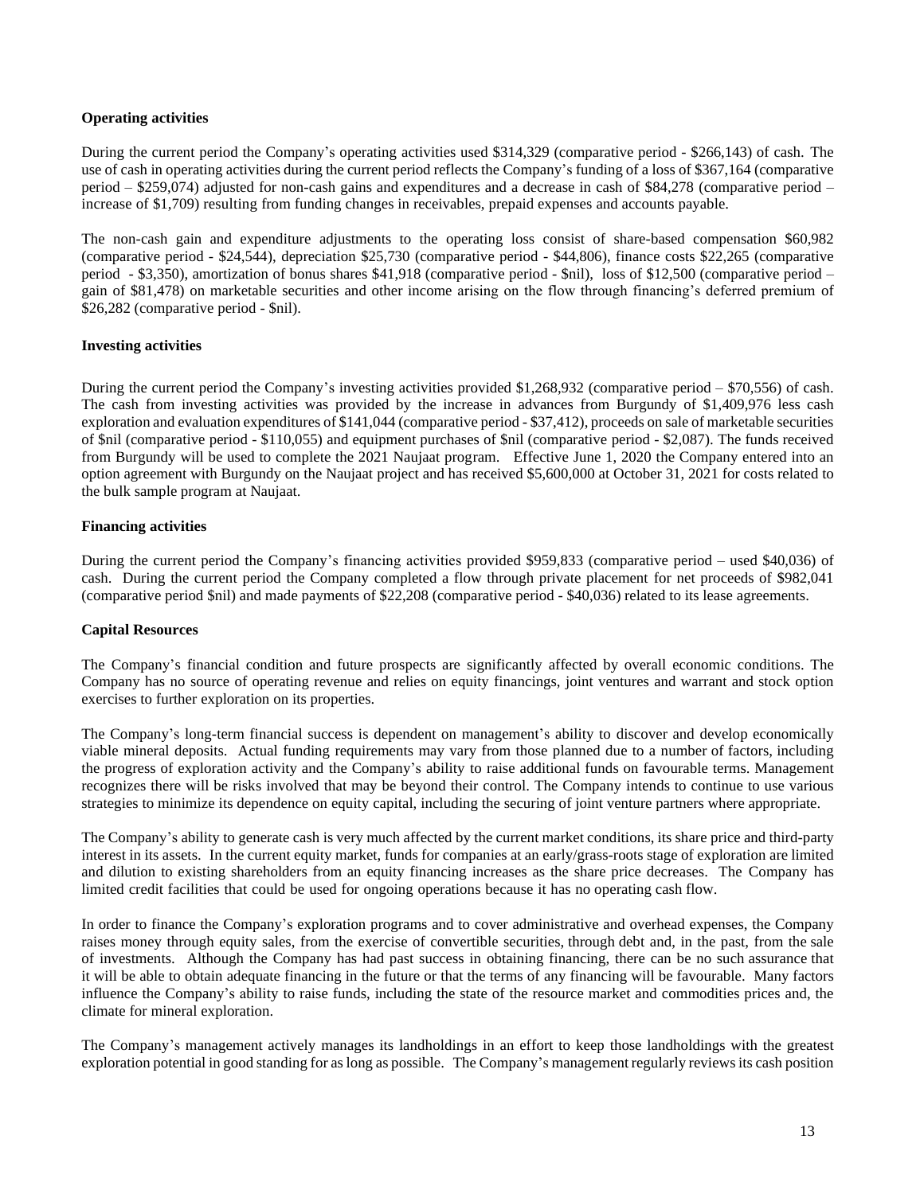**Operating activities**

During the current period the Company's operating activities used $314,329 (comparative period - $266,143) of cash. The use of cash in operating activities during the current period reflects the Company's funding of a loss of $367,164 (comparative period – $259,074) adjusted for non-cash gains and expenditures and a decrease in cash of $84,278 (comparative period – increase of $1,709) resulting from funding changes in receivables, prepaid expenses and accounts payable.

The non-cash gain and expenditure adjustments to the operating loss consist of share-based compensation $60,982 (comparative period - $24,544), depreciation $25,730 (comparative period - $44,806), finance costs $22,265 (comparative period - $3,350), amortization of bonus shares $41,918 (comparative period - $nil), loss of $12,500 (comparative period – gain of $81,478) on marketable securities and other income arising on the flow through financing's deferred premium of $26,282 (comparative period - $nil).

**Investing activities**

During the current period the Company's investing activities provided $1,268,932 (comparative period – $70,556) of cash. The cash from investing activities was provided by the increase in advances from Burgundy of $1,409,976 less cash exploration and evaluation expenditures of $141,044 (comparative period - $37,412), proceeds on sale of marketable securities of $nil (comparative period - $110,055) and equipment purchases of $nil (comparative period - $2,087). The funds received from Burgundy will be used to complete the 2021 Naujaat program. Effective June 1, 2020 the Company entered into an option agreement with Burgundy on the Naujaat project and has received $5,600,000 at October 31, 2021 for costs related to the bulk sample program at Naujaat.

**Financing activities**

During the current period the Company's financing activities provided $959,833 (comparative period – used $40,036) of cash. During the current period the Company completed a flow through private placement for net proceeds of $982,041 (comparative period $nil) and made payments of $22,208 (comparative period - $40,036) related to its lease agreements.

**Capital Resources**

The Company's financial condition and future prospects are significantly affected by overall economic conditions. The Company has no source of operating revenue and relies on equity financings, joint ventures and warrant and stock option exercises to further exploration on its properties.

The Company's long-term financial success is dependent on management's ability to discover and develop economically viable mineral deposits. Actual funding requirements may vary from those planned due to a number of factors, including the progress of exploration activity and the Company's ability to raise additional funds on favourable terms. Management recognizes there will be risks involved that may be beyond their control. The Company intends to continue to use various strategies to minimize its dependence on equity capital, including the securing of joint venture partners where appropriate.

The Company's ability to generate cash is very much affected by the current market conditions, its share price and third-party interest in its assets. In the current equity market, funds for companies at an early/grass-roots stage of exploration are limited and dilution to existing shareholders from an equity financing increases as the share price decreases. The Company has limited credit facilities that could be used for ongoing operations because it has no operating cash flow.

In order to finance the Company's exploration programs and to cover administrative and overhead expenses, the Company raises money through equity sales, from the exercise of convertible securities, through debt and, in the past, from the sale of investments. Although the Company has had past success in obtaining financing, there can be no such assurance that it will be able to obtain adequate financing in the future or that the terms of any financing will be favourable. Many factors influence the Company's ability to raise funds, including the state of the resource market and commodities prices and, the climate for mineral exploration.

The Company's management actively manages its landholdings in an effort to keep those landholdings with the greatest exploration potential in good standing for as long as possible. The Company's management regularly reviews its cash position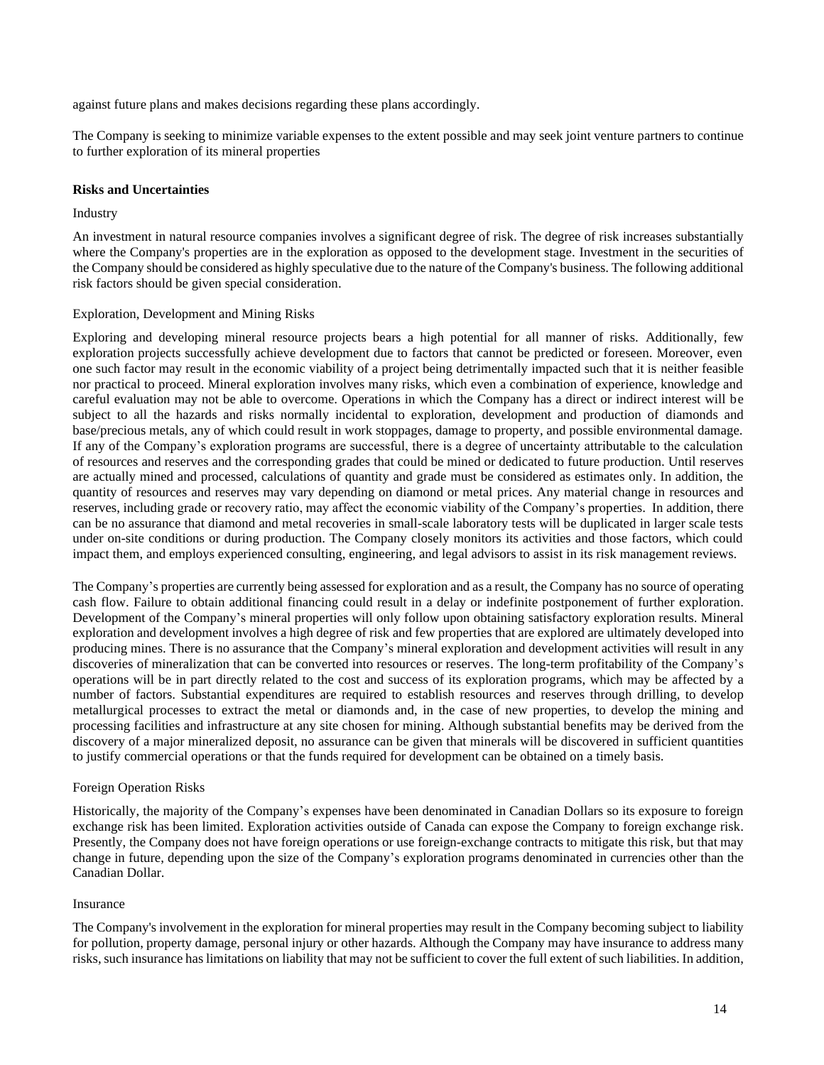against future plans and makes decisions regarding these plans accordingly.

The Company is seeking to minimize variable expenses to the extent possible and may seek joint venture partners to continue to further exploration of its mineral properties

## Risks and Uncertainties

Industry

An investment in natural resource companies involves a significant degree of risk. The degree of risk increases substantially where the Company's properties are in the exploration as opposed to the development stage. Investment in the securities of the Company should be considered as highly speculative due to the nature of the Company's business. The following additional risk factors should be given special consideration.

Exploration, Development and Mining Risks

Exploring and developing mineral resource projects bears a high potential for all manner of risks. Additionally, few exploration projects successfully achieve development due to factors that cannot be predicted or foreseen. Moreover, even one such factor may result in the economic viability of a project being detrimentally impacted such that it is neither feasible nor practical to proceed. Mineral exploration involves many risks, which even a combination of experience, knowledge and careful evaluation may not be able to overcome. Operations in which the Company has a direct or indirect interest will be subject to all the hazards and risks normally incidental to exploration, development and production of diamonds and base/precious metals, any of which could result in work stoppages, damage to property, and possible environmental damage. If any of the Company's exploration programs are successful, there is a degree of uncertainty attributable to the calculation of resources and reserves and the corresponding grades that could be mined or dedicated to future production. Until reserves are actually mined and processed, calculations of quantity and grade must be considered as estimates only. In addition, the quantity of resources and reserves may vary depending on diamond or metal prices. Any material change in resources and reserves, including grade or recovery ratio, may affect the economic viability of the Company's properties. In addition, there can be no assurance that diamond and metal recoveries in small-scale laboratory tests will be duplicated in larger scale tests under on-site conditions or during production. The Company closely monitors its activities and those factors, which could impact them, and employs experienced consulting, engineering, and legal advisors to assist in its risk management reviews.

The Company's properties are currently being assessed for exploration and as a result, the Company has no source of operating cash flow. Failure to obtain additional financing could result in a delay or indefinite postponement of further exploration. Development of the Company's mineral properties will only follow upon obtaining satisfactory exploration results. Mineral exploration and development involves a high degree of risk and few properties that are explored are ultimately developed into producing mines. There is no assurance that the Company's mineral exploration and development activities will result in any discoveries of mineralization that can be converted into resources or reserves. The long-term profitability of the Company's operations will be in part directly related to the cost and success of its exploration programs, which may be affected by a number of factors. Substantial expenditures are required to establish resources and reserves through drilling, to develop metallurgical processes to extract the metal or diamonds and, in the case of new properties, to develop the mining and processing facilities and infrastructure at any site chosen for mining. Although substantial benefits may be derived from the discovery of a major mineralized deposit, no assurance can be given that minerals will be discovered in sufficient quantities to justify commercial operations or that the funds required for development can be obtained on a timely basis.

Foreign Operation Risks

Historically, the majority of the Company's expenses have been denominated in Canadian Dollars so its exposure to foreign exchange risk has been limited. Exploration activities outside of Canada can expose the Company to foreign exchange risk. Presently, the Company does not have foreign operations or use foreign-exchange contracts to mitigate this risk, but that may change in future, depending upon the size of the Company's exploration programs denominated in currencies other than the Canadian Dollar.

Insurance

The Company's involvement in the exploration for mineral properties may result in the Company becoming subject to liability for pollution, property damage, personal injury or other hazards. Although the Company may have insurance to address many risks, such insurance has limitations on liability that may not be sufficient to cover the full extent of such liabilities. In addition,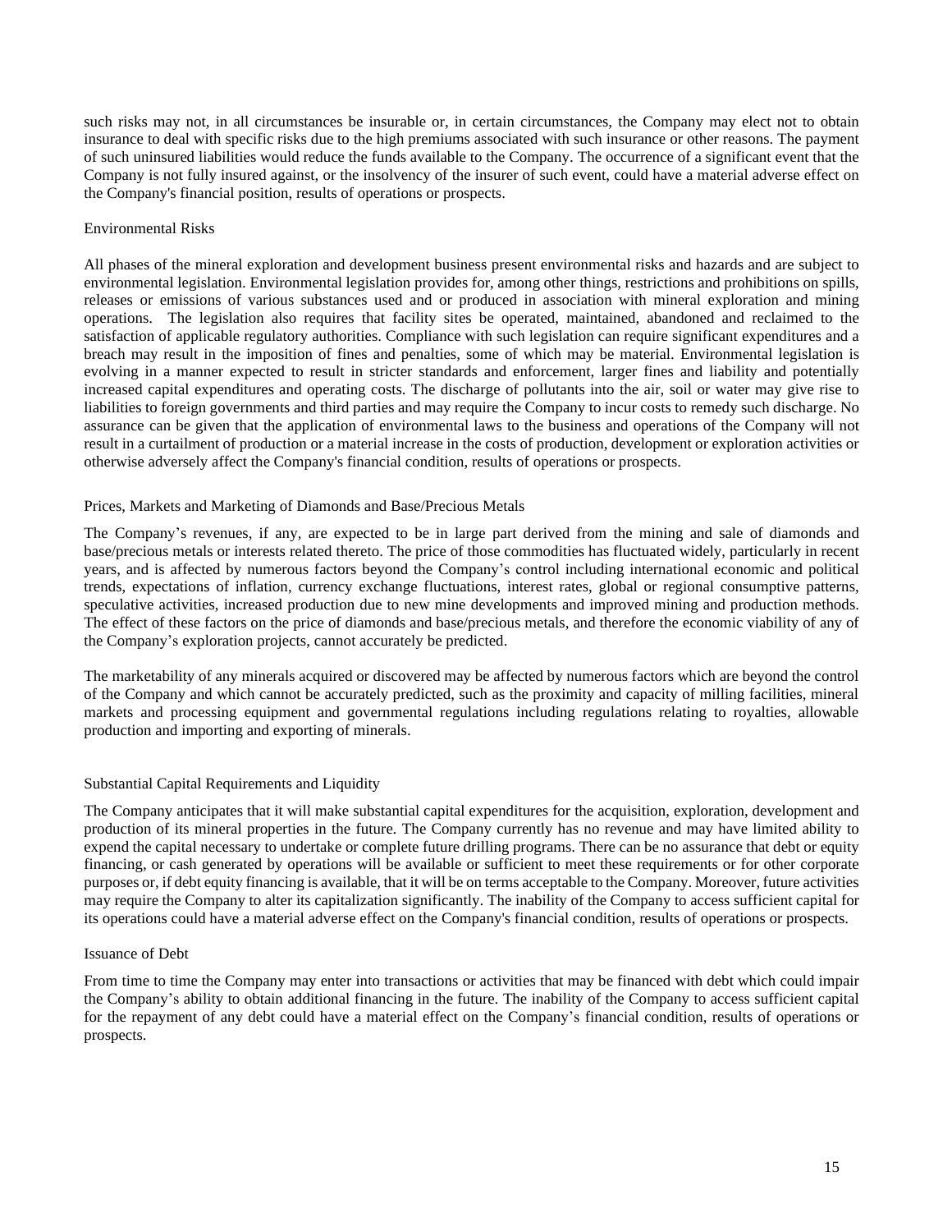such risks may not, in all circumstances be insurable or, in certain circumstances, the Company may elect not to obtain insurance to deal with specific risks due to the high premiums associated with such insurance or other reasons. The payment of such uninsured liabilities would reduce the funds available to the Company. The occurrence of a significant event that the Company is not fully insured against, or the insolvency of the insurer of such event, could have a material adverse effect on the Company's financial position, results of operations or prospects.

### Environmental Risks

All phases of the mineral exploration and development business present environmental risks and hazards and are subject to environmental legislation. Environmental legislation provides for, among other things, restrictions and prohibitions on spills, releases or emissions of various substances used and or produced in association with mineral exploration and mining operations. The legislation also requires that facility sites be operated, maintained, abandoned and reclaimed to the satisfaction of applicable regulatory authorities. Compliance with such legislation can require significant expenditures and a breach may result in the imposition of fines and penalties, some of which may be material. Environmental legislation is evolving in a manner expected to result in stricter standards and enforcement, larger fines and liability and potentially increased capital expenditures and operating costs. The discharge of pollutants into the air, soil or water may give rise to liabilities to foreign governments and third parties and may require the Company to incur costs to remedy such discharge. No assurance can be given that the application of environmental laws to the business and operations of the Company will not result in a curtailment of production or a material increase in the costs of production, development or exploration activities or otherwise adversely affect the Company's financial condition, results of operations or prospects.

### Prices, Markets and Marketing of Diamonds and Base/Precious Metals

The Company's revenues, if any, are expected to be in large part derived from the mining and sale of diamonds and base/precious metals or interests related thereto. The price of those commodities has fluctuated widely, particularly in recent years, and is affected by numerous factors beyond the Company's control including international economic and political trends, expectations of inflation, currency exchange fluctuations, interest rates, global or regional consumptive patterns, speculative activities, increased production due to new mine developments and improved mining and production methods. The effect of these factors on the price of diamonds and base/precious metals, and therefore the economic viability of any of the Company's exploration projects, cannot accurately be predicted.

The marketability of any minerals acquired or discovered may be affected by numerous factors which are beyond the control of the Company and which cannot be accurately predicted, such as the proximity and capacity of milling facilities, mineral markets and processing equipment and governmental regulations including regulations relating to royalties, allowable production and importing and exporting of minerals.

### Substantial Capital Requirements and Liquidity

The Company anticipates that it will make substantial capital expenditures for the acquisition, exploration, development and production of its mineral properties in the future. The Company currently has no revenue and may have limited ability to expend the capital necessary to undertake or complete future drilling programs. There can be no assurance that debt or equity financing, or cash generated by operations will be available or sufficient to meet these requirements or for other corporate purposes or, if debt equity financing is available, that it will be on terms acceptable to the Company. Moreover, future activities may require the Company to alter its capitalization significantly. The inability of the Company to access sufficient capital for its operations could have a material adverse effect on the Company's financial condition, results of operations or prospects.

### Issuance of Debt

From time to time the Company may enter into transactions or activities that may be financed with debt which could impair the Company's ability to obtain additional financing in the future. The inability of the Company to access sufficient capital for the repayment of any debt could have a material effect on the Company's financial condition, results of operations or prospects.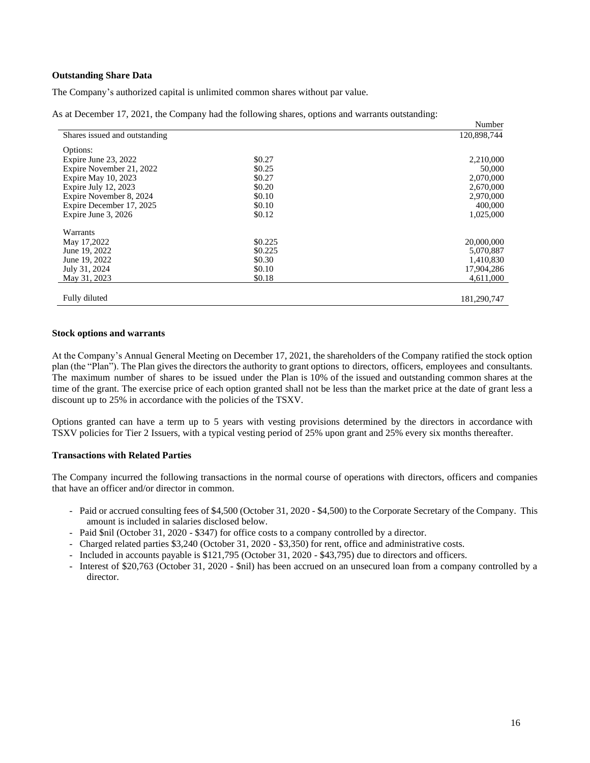**Outstanding Share Data**

The Company's authorized capital is unlimited common shares without par value.

As at December 17, 2021, the Company had the following shares, options and warrants outstanding:

| | | Number |
|---|---|---|
| Shares issued and outstanding | | 120,898,744 |
| Options: | | |
| Expire June 23, 2022 | $0.27 | 2,210,000 |
| Expire November 21, 2022 | $0.25 | 50,000 |
| Expire May 10, 2023 | $0.27 | 2,070,000 |
| Expire July 12, 2023 | $0.20 | 2,670,000 |
| Expire November 8, 2024 | $0.10 | 2,970,000 |
| Expire December 17, 2025 | $0.10 | 400,000 |
| Expire June 3, 2026 | $0.12 | 1,025,000 |
| Warrants | | |
| May 17,2022 | $0.225 | 20,000,000 |
| June 19, 2022 | $0.225 | 5,070,887 |
| June 19, 2022 | $0.30 | 1,410,830 |
| July 31, 2024 | $0.10 | 17,904,286 |
| May 31, 2023 | $0.18 | 4,611,000 |
| Fully diluted | | 181,290,747 |

**Stock options and warrants**

At the Company's Annual General Meeting on December 17, 2021, the shareholders of the Company ratified the stock option plan (the "Plan"). The Plan gives the directors the authority to grant options to directors, officers, employees and consultants. The maximum number of shares to be issued under the Plan is 10% of the issued and outstanding common shares at the time of the grant. The exercise price of each option granted shall not be less than the market price at the date of grant less a discount up to 25% in accordance with the policies of the TSXV.

Options granted can have a term up to 5 years with vesting provisions determined by the directors in accordance with TSXV policies for Tier 2 Issuers, with a typical vesting period of 25% upon grant and 25% every six months thereafter.

**Transactions with Related Parties**

The Company incurred the following transactions in the normal course of operations with directors, officers and companies that have an officer and/or director in common.

- Paid or accrued consulting fees of $4,500 (October 31, 2020 - $4,500) to the Corporate Secretary of the Company. This amount is included in salaries disclosed below.
- Paid $nil (October 31, 2020 - $347) for office costs to a company controlled by a director.
- Charged related parties $3,240 (October 31, 2020 - $3,350) for rent, office and administrative costs.
- Included in accounts payable is $121,795 (October 31, 2020 - $43,795) due to directors and officers.
- Interest of $20,763 (October 31, 2020 - $nil) has been accrued on an unsecured loan from a company controlled by a director.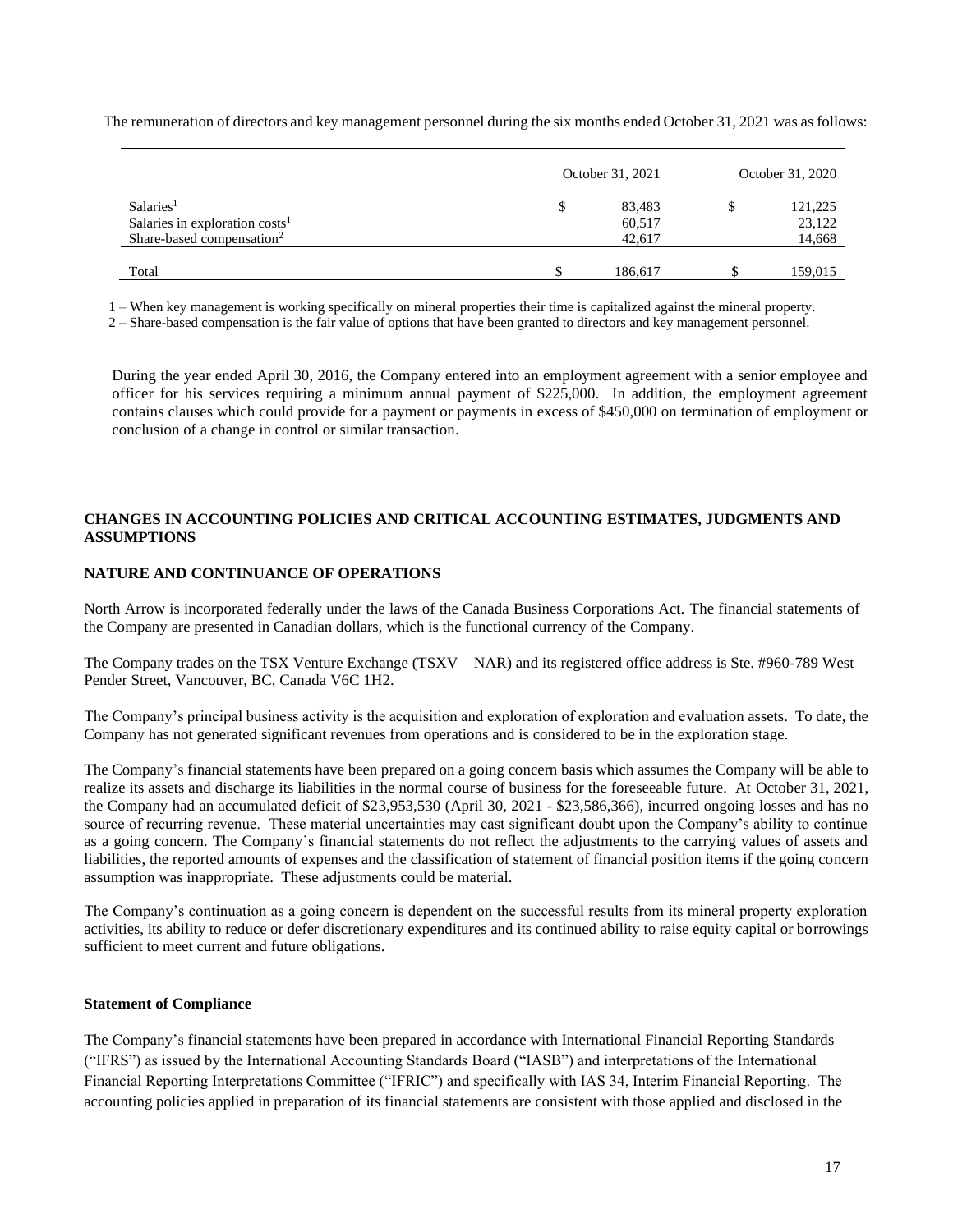The remuneration of directors and key management personnel during the six months ended October 31, 2021 was as follows:

| | October 31, 2021 | October 31, 2020 |
|---|---|---|
| Salaries[1] | $ 83,483 | $ 121,225 |
| Salaries in exploration costs[1] | 60,517 | 23,122 |
| Share-based compensation[2] | 42,617 | 14,668 |
| Total | $ 186,617 | $ 159,015 |

1 – When key management is working specifically on mineral properties their time is capitalized against the mineral property.

2 – Share-based compensation is the fair value of options that have been granted to directors and key management personnel.

During the year ended April 30, 2016, the Company entered into an employment agreement with a senior employee and officer for his services requiring a minimum annual payment of $225,000. In addition, the employment agreement contains clauses which could provide for a payment or payments in excess of $450,000 on termination of employment or conclusion of a change in control or similar transaction.

## CHANGES IN ACCOUNTING POLICIES AND CRITICAL ACCOUNTING ESTIMATES, JUDGMENTS AND ASSUMPTIONS

## NATURE AND CONTINUANCE OF OPERATIONS

North Arrow is incorporated federally under the laws of the Canada Business Corporations Act. The financial statements of the Company are presented in Canadian dollars, which is the functional currency of the Company.

The Company trades on the TSX Venture Exchange (TSXV – NAR) and its registered office address is Ste. #960-789 West Pender Street, Vancouver, BC, Canada V6C 1H2.

The Company's principal business activity is the acquisition and exploration of exploration and evaluation assets. To date, the Company has not generated significant revenues from operations and is considered to be in the exploration stage.

The Company's financial statements have been prepared on a going concern basis which assumes the Company will be able to realize its assets and discharge its liabilities in the normal course of business for the foreseeable future. At October 31, 2021, the Company had an accumulated deficit of $23,953,530 (April 30, 2021 - $23,586,366), incurred ongoing losses and has no source of recurring revenue. These material uncertainties may cast significant doubt upon the Company's ability to continue as a going concern. The Company's financial statements do not reflect the adjustments to the carrying values of assets and liabilities, the reported amounts of expenses and the classification of statement of financial position items if the going concern assumption was inappropriate. These adjustments could be material.

The Company's continuation as a going concern is dependent on the successful results from its mineral property exploration activities, its ability to reduce or defer discretionary expenditures and its continued ability to raise equity capital or borrowings sufficient to meet current and future obligations.

### Statement of Compliance

The Company's financial statements have been prepared in accordance with International Financial Reporting Standards ("IFRS") as issued by the International Accounting Standards Board ("IASB") and interpretations of the International Financial Reporting Interpretations Committee ("IFRIC") and specifically with IAS 34, Interim Financial Reporting. The accounting policies applied in preparation of its financial statements are consistent with those applied and disclosed in the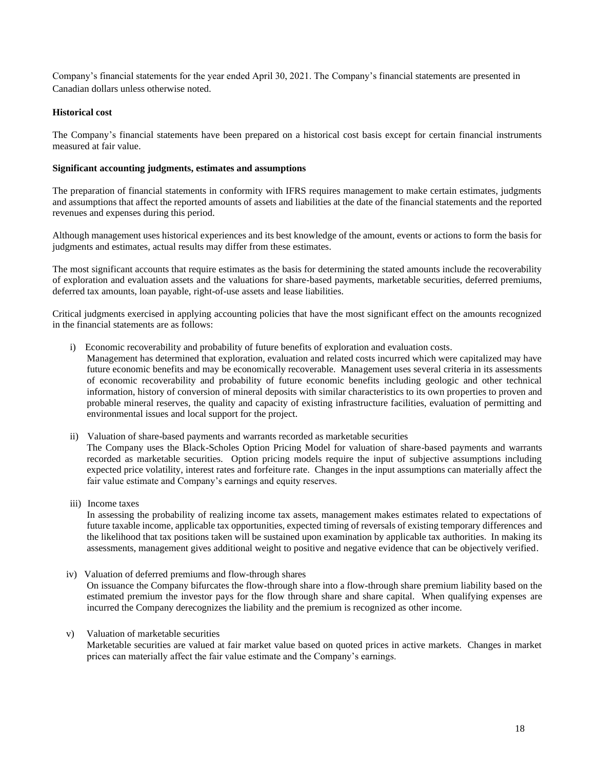Company's financial statements for the year ended April 30, 2021. The Company's financial statements are presented in Canadian dollars unless otherwise noted.

**Historical cost**

The Company's financial statements have been prepared on a historical cost basis except for certain financial instruments measured at fair value.

**Significant accounting judgments, estimates and assumptions**

The preparation of financial statements in conformity with IFRS requires management to make certain estimates, judgments and assumptions that affect the reported amounts of assets and liabilities at the date of the financial statements and the reported revenues and expenses during this period.

Although management uses historical experiences and its best knowledge of the amount, events or actions to form the basis for judgments and estimates, actual results may differ from these estimates.

The most significant accounts that require estimates as the basis for determining the stated amounts include the recoverability of exploration and evaluation assets and the valuations for share-based payments, marketable securities, deferred premiums, deferred tax amounts, loan payable, right-of-use assets and lease liabilities.

Critical judgments exercised in applying accounting policies that have the most significant effect on the amounts recognized in the financial statements are as follows:

i) Economic recoverability and probability of future benefits of exploration and evaluation costs.
   Management has determined that exploration, evaluation and related costs incurred which were capitalized may have future economic benefits and may be economically recoverable. Management uses several criteria in its assessments of economic recoverability and probability of future economic benefits including geologic and other technical information, history of conversion of mineral deposits with similar characteristics to its own properties to proven and probable mineral reserves, the quality and capacity of existing infrastructure facilities, evaluation of permitting and environmental issues and local support for the project.

ii) Valuation of share-based payments and warrants recorded as marketable securities
   The Company uses the Black-Scholes Option Pricing Model for valuation of share-based payments and warrants recorded as marketable securities. Option pricing models require the input of subjective assumptions including expected price volatility, interest rates and forfeiture rate. Changes in the input assumptions can materially affect the fair value estimate and Company's earnings and equity reserves.

iii) Income taxes
   In assessing the probability of realizing income tax assets, management makes estimates related to expectations of future taxable income, applicable tax opportunities, expected timing of reversals of existing temporary differences and the likelihood that tax positions taken will be sustained upon examination by applicable tax authorities. In making its assessments, management gives additional weight to positive and negative evidence that can be objectively verified.

iv) Valuation of deferred premiums and flow-through shares
   On issuance the Company bifurcates the flow-through share into a flow-through share premium liability based on the estimated premium the investor pays for the flow through share and share capital. When qualifying expenses are incurred the Company derecognizes the liability and the premium is recognized as other income.

v) Valuation of marketable securities
   Marketable securities are valued at fair market value based on quoted prices in active markets. Changes in market prices can materially affect the fair value estimate and the Company's earnings.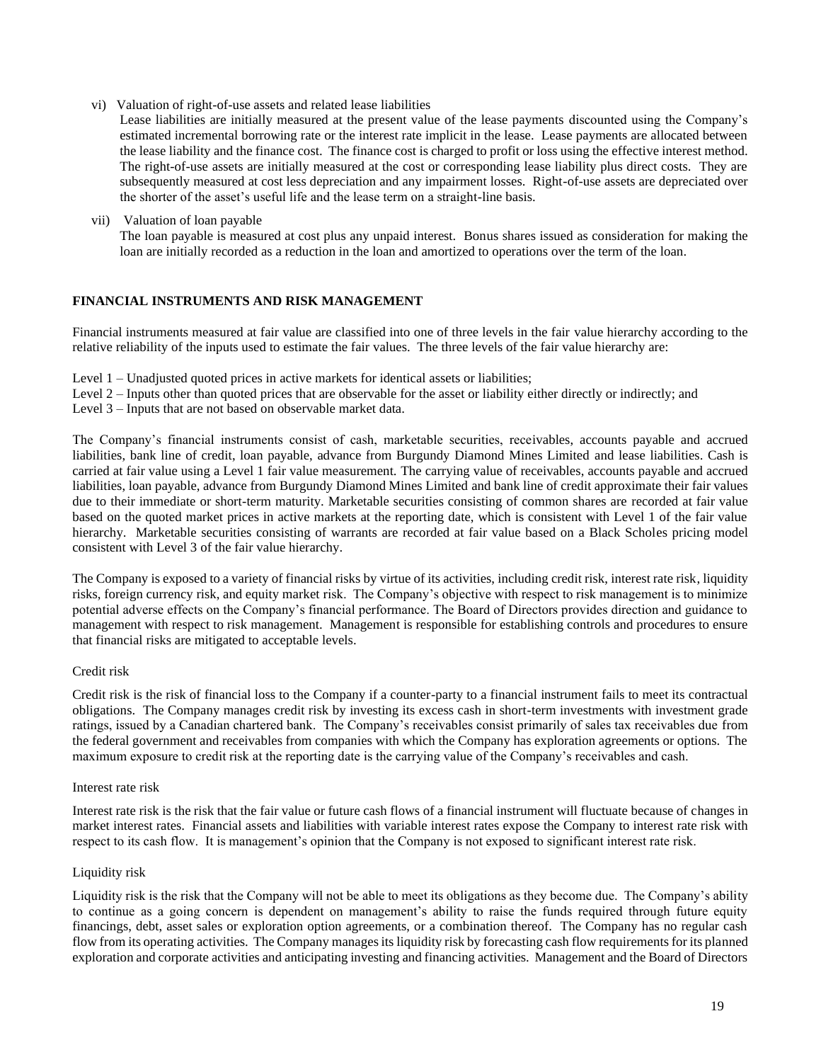vi) Valuation of right-of-use assets and related lease liabilities

Lease liabilities are initially measured at the present value of the lease payments discounted using the Company's estimated incremental borrowing rate or the interest rate implicit in the lease. Lease payments are allocated between the lease liability and the finance cost. The finance cost is charged to profit or loss using the effective interest method. The right-of-use assets are initially measured at the cost or corresponding lease liability plus direct costs. They are subsequently measured at cost less depreciation and any impairment losses. Right-of-use assets are depreciated over the shorter of the asset's useful life and the lease term on a straight-line basis.

vii) Valuation of loan payable

The loan payable is measured at cost plus any unpaid interest. Bonus shares issued as consideration for making the loan are initially recorded as a reduction in the loan and amortized to operations over the term of the loan.

## FINANCIAL INSTRUMENTS AND RISK MANAGEMENT

Financial instruments measured at fair value are classified into one of three levels in the fair value hierarchy according to the relative reliability of the inputs used to estimate the fair values. The three levels of the fair value hierarchy are:

Level 1 – Unadjusted quoted prices in active markets for identical assets or liabilities;
Level 2 – Inputs other than quoted prices that are observable for the asset or liability either directly or indirectly; and
Level 3 – Inputs that are not based on observable market data.

The Company's financial instruments consist of cash, marketable securities, receivables, accounts payable and accrued liabilities, bank line of credit, loan payable, advance from Burgundy Diamond Mines Limited and lease liabilities. Cash is carried at fair value using a Level 1 fair value measurement. The carrying value of receivables, accounts payable and accrued liabilities, loan payable, advance from Burgundy Diamond Mines Limited and bank line of credit approximate their fair values due to their immediate or short-term maturity. Marketable securities consisting of common shares are recorded at fair value based on the quoted market prices in active markets at the reporting date, which is consistent with Level 1 of the fair value hierarchy. Marketable securities consisting of warrants are recorded at fair value based on a Black Scholes pricing model consistent with Level 3 of the fair value hierarchy.

The Company is exposed to a variety of financial risks by virtue of its activities, including credit risk, interest rate risk, liquidity risks, foreign currency risk, and equity market risk. The Company's objective with respect to risk management is to minimize potential adverse effects on the Company's financial performance. The Board of Directors provides direction and guidance to management with respect to risk management. Management is responsible for establishing controls and procedures to ensure that financial risks are mitigated to acceptable levels.

### Credit risk

Credit risk is the risk of financial loss to the Company if a counter-party to a financial instrument fails to meet its contractual obligations. The Company manages credit risk by investing its excess cash in short-term investments with investment grade ratings, issued by a Canadian chartered bank. The Company's receivables consist primarily of sales tax receivables due from the federal government and receivables from companies with which the Company has exploration agreements or options. The maximum exposure to credit risk at the reporting date is the carrying value of the Company's receivables and cash.

### Interest rate risk

Interest rate risk is the risk that the fair value or future cash flows of a financial instrument will fluctuate because of changes in market interest rates. Financial assets and liabilities with variable interest rates expose the Company to interest rate risk with respect to its cash flow. It is management's opinion that the Company is not exposed to significant interest rate risk.

### Liquidity risk

Liquidity risk is the risk that the Company will not be able to meet its obligations as they become due. The Company's ability to continue as a going concern is dependent on management's ability to raise the funds required through future equity financings, debt, asset sales or exploration option agreements, or a combination thereof. The Company has no regular cash flow from its operating activities. The Company manages its liquidity risk by forecasting cash flow requirements for its planned exploration and corporate activities and anticipating investing and financing activities. Management and the Board of Directors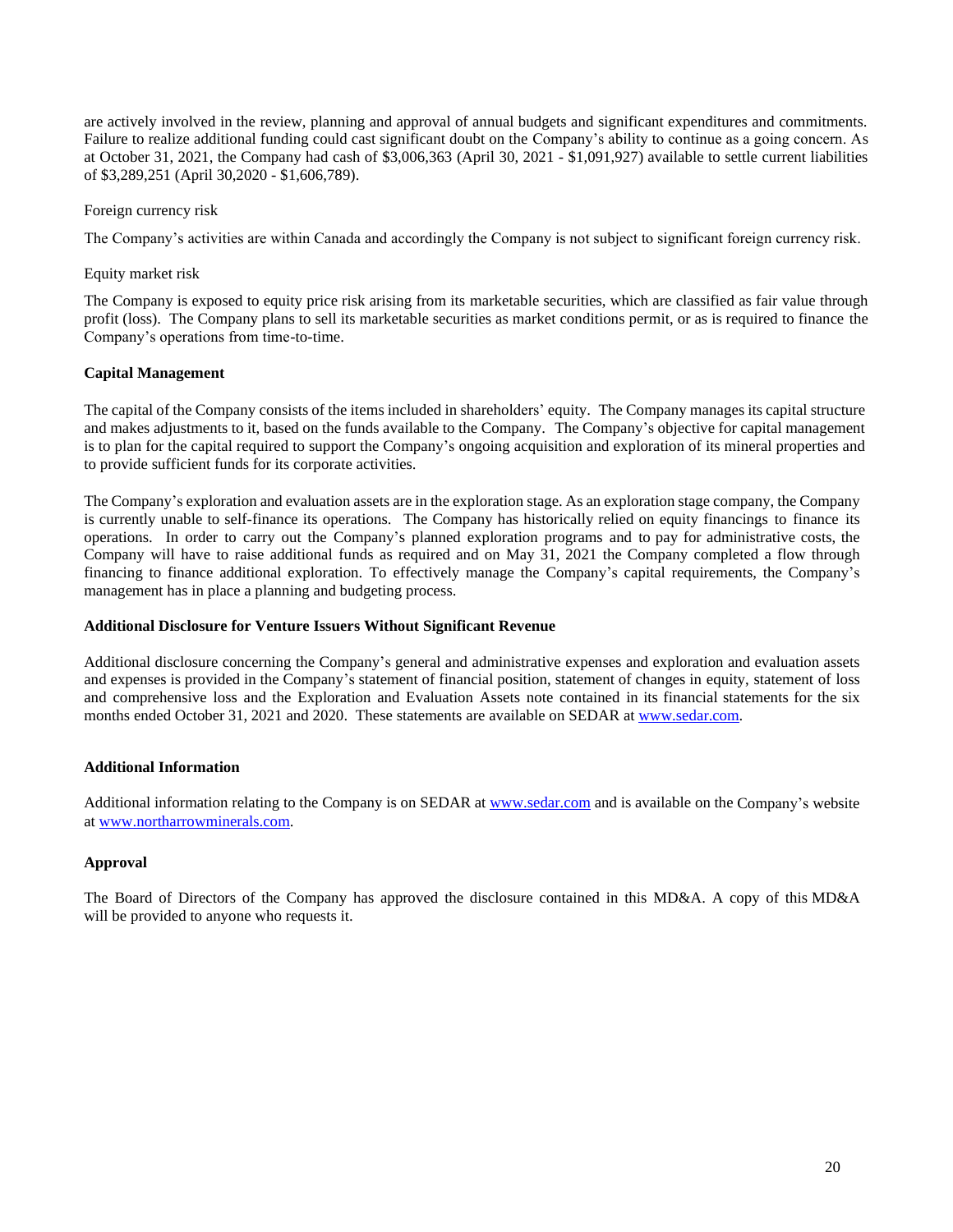are actively involved in the review, planning and approval of annual budgets and significant expenditures and commitments. Failure to realize additional funding could cast significant doubt on the Company's ability to continue as a going concern. As at October 31, 2021, the Company had cash of $3,006,363 (April 30, 2021 - $1,091,927) available to settle current liabilities of $3,289,251 (April 30,2020 - $1,606,789).

Foreign currency risk

The Company's activities are within Canada and accordingly the Company is not subject to significant foreign currency risk.

Equity market risk

The Company is exposed to equity price risk arising from its marketable securities, which are classified as fair value through profit (loss). The Company plans to sell its marketable securities as market conditions permit, or as is required to finance the Company's operations from time-to-time.

**Capital Management**

The capital of the Company consists of the items included in shareholders' equity. The Company manages its capital structure and makes adjustments to it, based on the funds available to the Company. The Company's objective for capital management is to plan for the capital required to support the Company's ongoing acquisition and exploration of its mineral properties and to provide sufficient funds for its corporate activities.

The Company's exploration and evaluation assets are in the exploration stage. As an exploration stage company, the Company is currently unable to self-finance its operations. The Company has historically relied on equity financings to finance its operations. In order to carry out the Company's planned exploration programs and to pay for administrative costs, the Company will have to raise additional funds as required and on May 31, 2021 the Company completed a flow through financing to finance additional exploration. To effectively manage the Company's capital requirements, the Company's management has in place a planning and budgeting process.

**Additional Disclosure for Venture Issuers Without Significant Revenue**

Additional disclosure concerning the Company's general and administrative expenses and exploration and evaluation assets and expenses is provided in the Company's statement of financial position, statement of changes in equity, statement of loss and comprehensive loss and the Exploration and Evaluation Assets note contained in its financial statements for the six months ended October 31, 2021 and 2020. These statements are available on SEDAR at www.sedar.com.

**Additional Information**

Additional information relating to the Company is on SEDAR at www.sedar.com and is available on the Company's website at www.northarrowminerals.com.

**Approval**

The Board of Directors of the Company has approved the disclosure contained in this MD&A. A copy of this MD&A will be provided to anyone who requests it.